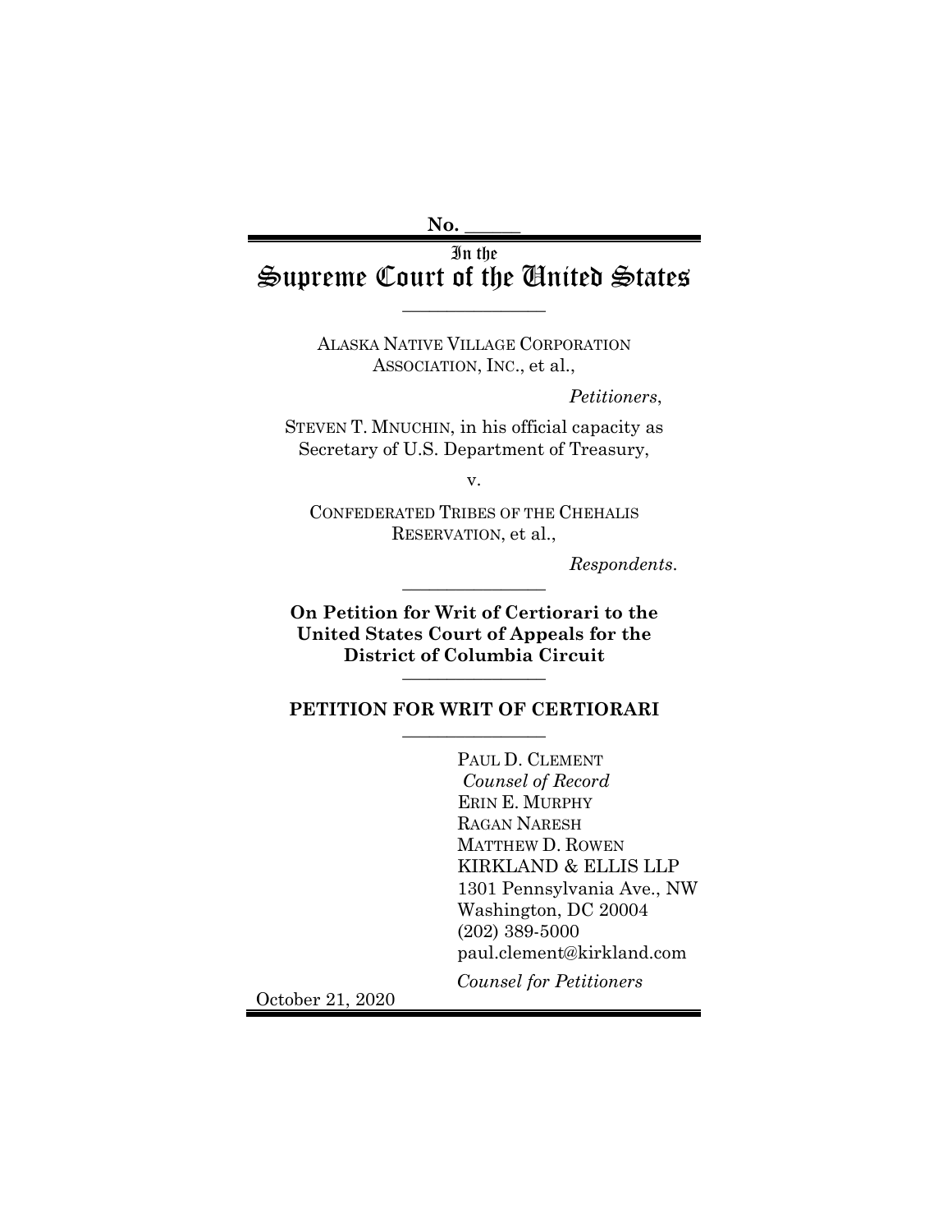No. ______

In the
# Supreme Court of the United States

---

ALASKA NATIVE VILLAGE CORPORATION ASSOCIATION, INC., et al.,

*Petitioners*,

STEVEN T. MNUCHIN, in his official capacity as Secretary of U.S. Department of Treasury,

v.

CONFEDERATED TRIBES OF THE CHEHALIS RESERVATION, et al.,

*Respondents*.

---

**On Petition for Writ of Certiorari to the United States Court of Appeals for the District of Columbia Circuit**

---

**PETITION FOR WRIT OF CERTIORARI**

---

PAUL D. CLEMENT
*Counsel of Record*
ERIN E. MURPHY
RAGAN NARESH
MATTHEW D. ROWEN
KIRKLAND & ELLIS LLP
1301 Pennsylvania Ave., NW
Washington, DC 20004
(202) 389-5000
paul.clement@kirkland.com

*Counsel for Petitioners*

October 21, 2020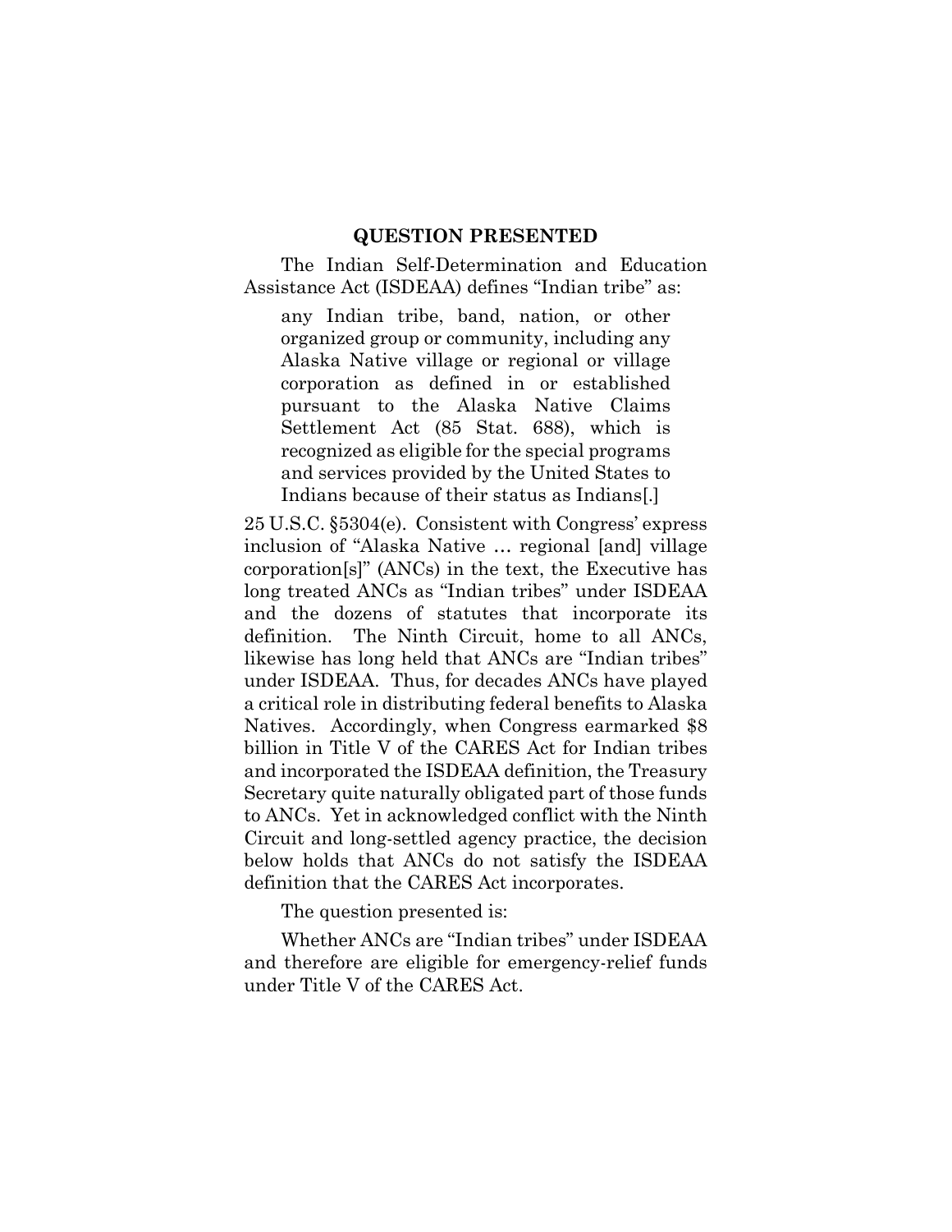## QUESTION PRESENTED

The Indian Self-Determination and Education Assistance Act (ISDEAA) defines "Indian tribe" as:

> any Indian tribe, band, nation, or other organized group or community, including any Alaska Native village or regional or village corporation as defined in or established pursuant to the Alaska Native Claims Settlement Act (85 Stat. 688), which is recognized as eligible for the special programs and services provided by the United States to Indians because of their status as Indians[.]

25 U.S.C. §5304(e). Consistent with Congress' express inclusion of "Alaska Native … regional [and] village corporation[s]" (ANCs) in the text, the Executive has long treated ANCs as "Indian tribes" under ISDEAA and the dozens of statutes that incorporate its definition. The Ninth Circuit, home to all ANCs, likewise has long held that ANCs are "Indian tribes" under ISDEAA. Thus, for decades ANCs have played a critical role in distributing federal benefits to Alaska Natives. Accordingly, when Congress earmarked $8 billion in Title V of the CARES Act for Indian tribes and incorporated the ISDEAA definition, the Treasury Secretary quite naturally obligated part of those funds to ANCs. Yet in acknowledged conflict with the Ninth Circuit and long-settled agency practice, the decision below holds that ANCs do not satisfy the ISDEAA definition that the CARES Act incorporates.

The question presented is:

Whether ANCs are "Indian tribes" under ISDEAA and therefore are eligible for emergency-relief funds under Title V of the CARES Act.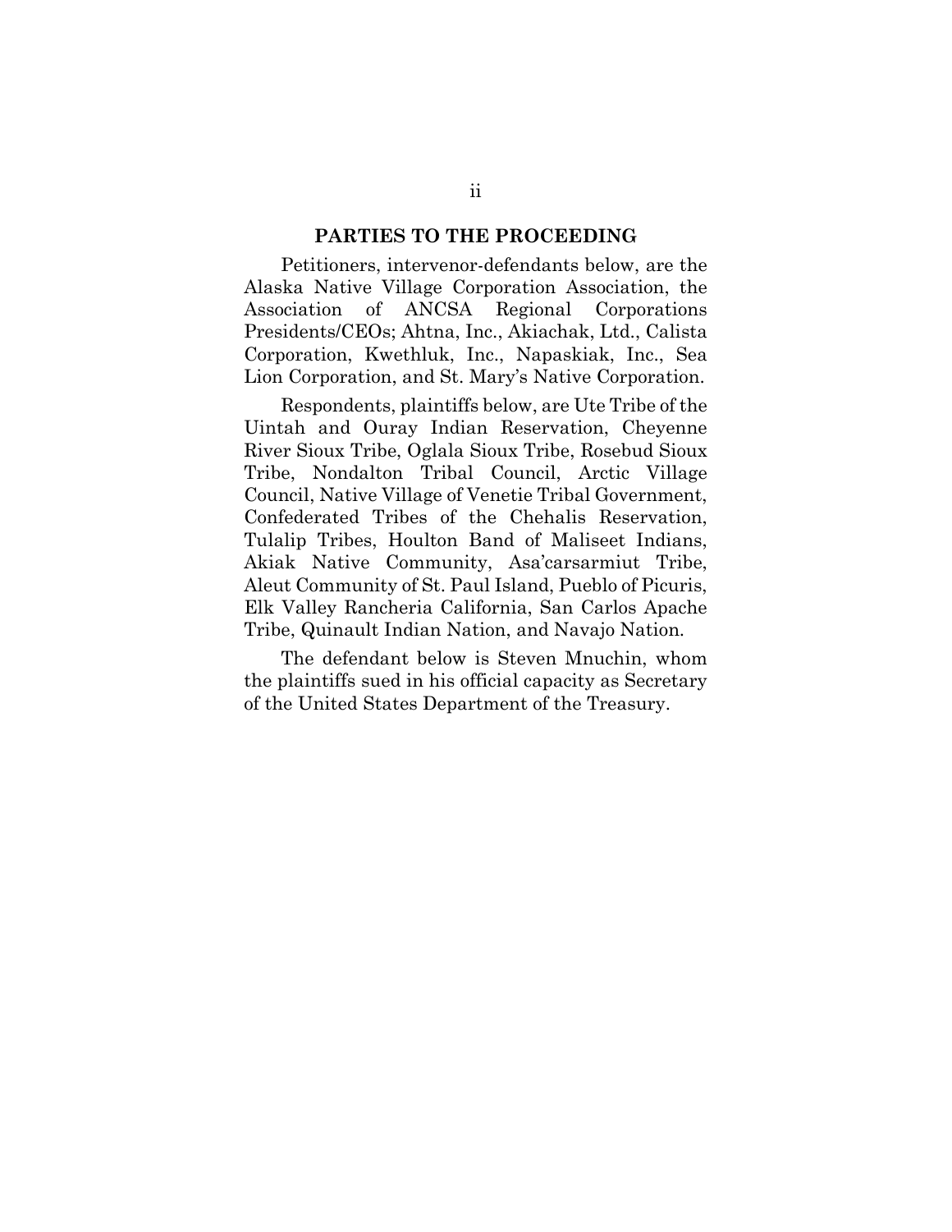## PARTIES TO THE PROCEEDING

Petitioners, intervenor-defendants below, are the Alaska Native Village Corporation Association, the Association of ANCSA Regional Corporations Presidents/CEOs; Ahtna, Inc., Akiachak, Ltd., Calista Corporation, Kwethluk, Inc., Napaskiak, Inc., Sea Lion Corporation, and St. Mary's Native Corporation.

Respondents, plaintiffs below, are Ute Tribe of the Uintah and Ouray Indian Reservation, Cheyenne River Sioux Tribe, Oglala Sioux Tribe, Rosebud Sioux Tribe, Nondalton Tribal Council, Arctic Village Council, Native Village of Venetie Tribal Government, Confederated Tribes of the Chehalis Reservation, Tulalip Tribes, Houlton Band of Maliseet Indians, Akiak Native Community, Asa'carsarmiut Tribe, Aleut Community of St. Paul Island, Pueblo of Picuris, Elk Valley Rancheria California, San Carlos Apache Tribe, Quinault Indian Nation, and Navajo Nation.

The defendant below is Steven Mnuchin, whom the plaintiffs sued in his official capacity as Secretary of the United States Department of the Treasury.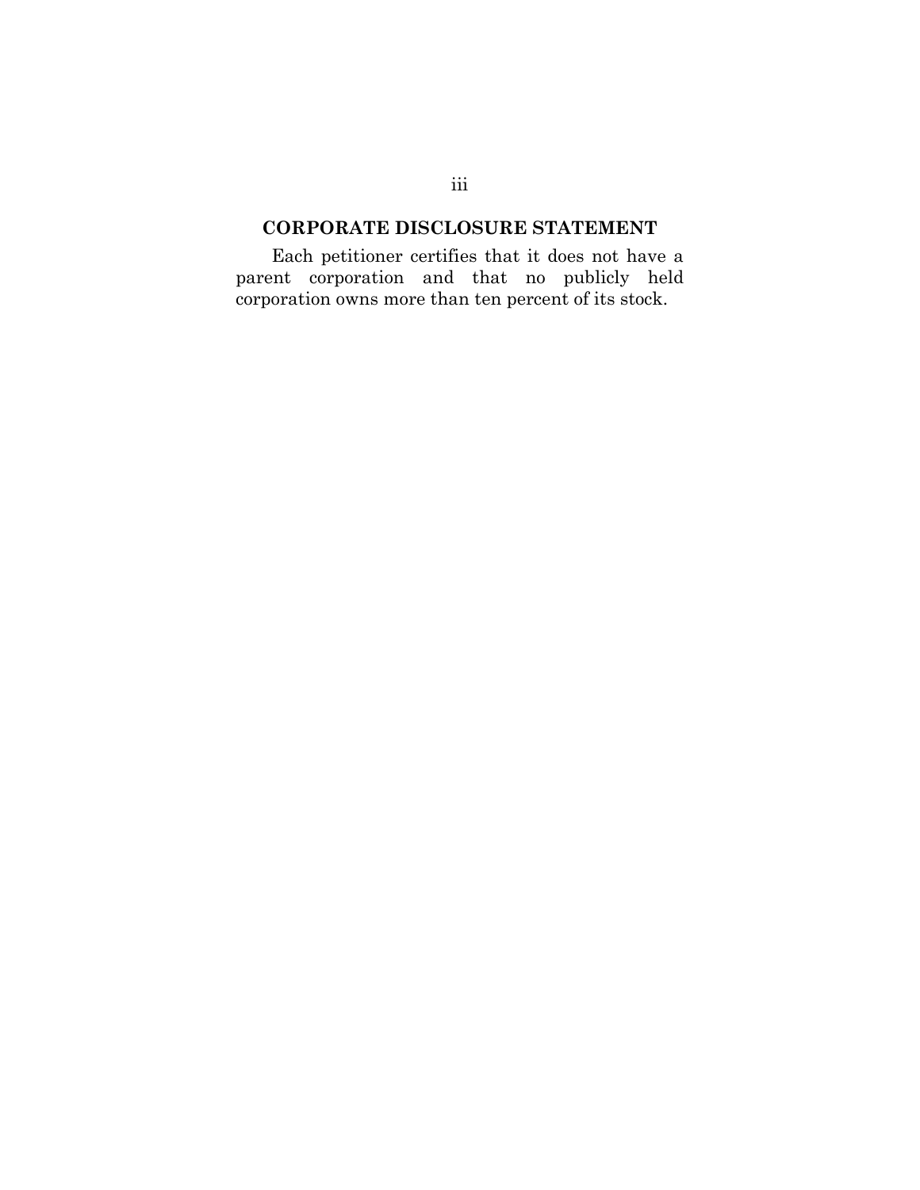## CORPORATE DISCLOSURE STATEMENT

Each petitioner certifies that it does not have a parent corporation and that no publicly held corporation owns more than ten percent of its stock.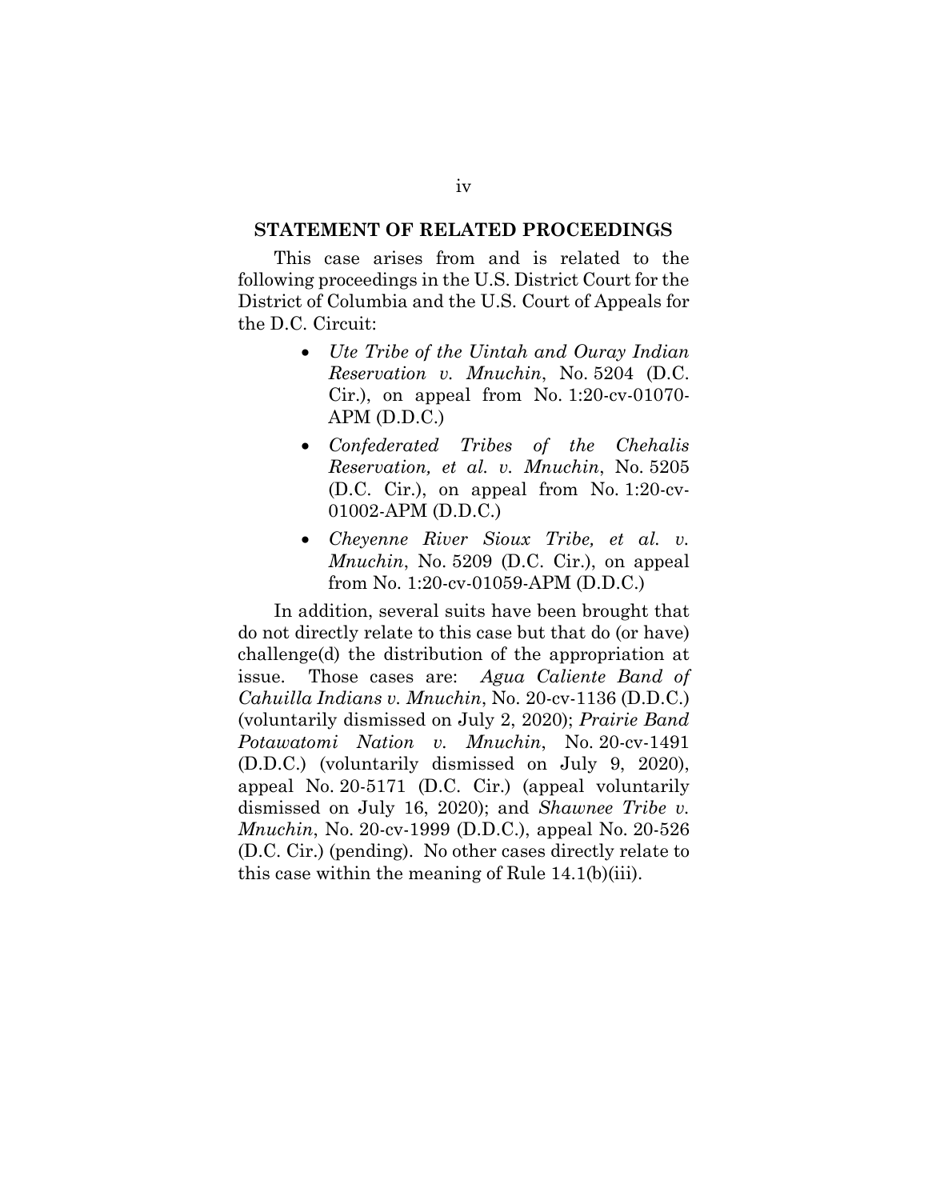## STATEMENT OF RELATED PROCEEDINGS

This case arises from and is related to the following proceedings in the U.S. District Court for the District of Columbia and the U.S. Court of Appeals for the D.C. Circuit:

- *Ute Tribe of the Uintah and Ouray Indian Reservation v. Mnuchin*, No. 5204 (D.C. Cir.), on appeal from No. 1:20-cv-01070-APM (D.D.C.)
- *Confederated Tribes of the Chehalis Reservation, et al. v. Mnuchin*, No. 5205 (D.C. Cir.), on appeal from No. 1:20-cv-01002-APM (D.D.C.)
- *Cheyenne River Sioux Tribe, et al. v. Mnuchin*, No. 5209 (D.C. Cir.), on appeal from No. 1:20-cv-01059-APM (D.D.C.)

In addition, several suits have been brought that do not directly relate to this case but that do (or have) challenge(d) the distribution of the appropriation at issue. Those cases are: *Agua Caliente Band of Cahuilla Indians v. Mnuchin*, No. 20-cv-1136 (D.D.C.) (voluntarily dismissed on July 2, 2020); *Prairie Band Potawatomi Nation v. Mnuchin*, No. 20-cv-1491 (D.D.C.) (voluntarily dismissed on July 9, 2020), appeal No. 20-5171 (D.C. Cir.) (appeal voluntarily dismissed on July 16, 2020); and *Shawnee Tribe v. Mnuchin*, No. 20-cv-1999 (D.D.C.), appeal No. 20-526 (D.C. Cir.) (pending). No other cases directly relate to this case within the meaning of Rule 14.1(b)(iii).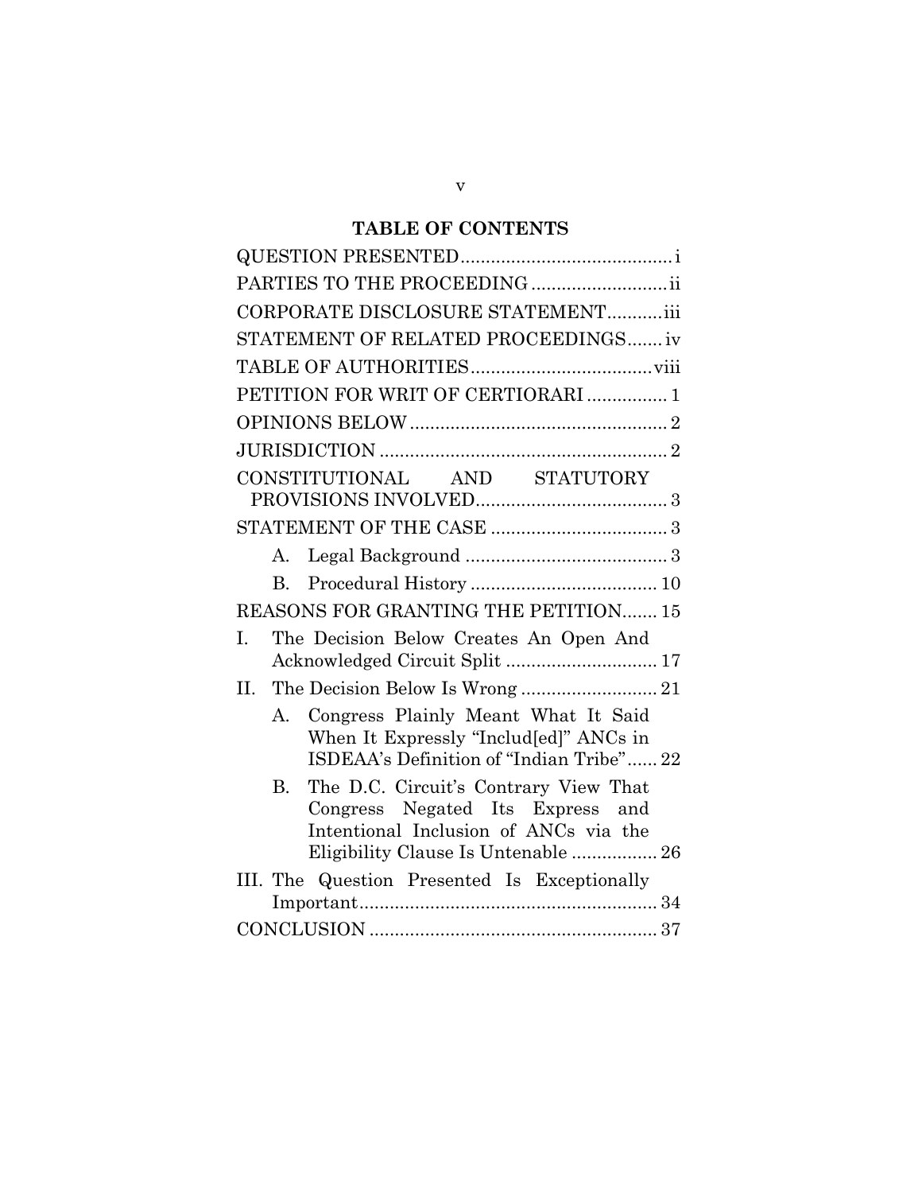## TABLE OF CONTENTS

QUESTION PRESENTED .......................................... i

PARTIES TO THE PROCEEDING .......................... ii

CORPORATE DISCLOSURE STATEMENT........... iii

STATEMENT OF RELATED PROCEEDINGS....... iv

TABLE OF AUTHORITIES .................................. viii

PETITION FOR WRIT OF CERTIORARI ................ 1

OPINIONS BELOW ................................................... 2

JURISDICTION ......................................................... 2

CONSTITUTIONAL AND STATUTORY PROVISIONS INVOLVED...................................... 3

STATEMENT OF THE CASE ................................... 3

- A. Legal Background ........................................ 3
- B. Procedural History ..................................... 10

REASONS FOR GRANTING THE PETITION....... 15

- I. The Decision Below Creates An Open And Acknowledged Circuit Split .............................. 17
- II. The Decision Below Is Wrong ........................... 21
  - A. Congress Plainly Meant What It Said When It Expressly "Includ[ed]" ANCs in ISDEAA's Definition of "Indian Tribe"...... 22
  - B. The D.C. Circuit's Contrary View That Congress Negated Its Express and Intentional Inclusion of ANCs via the Eligibility Clause Is Untenable ................. 26
- III. The Question Presented Is Exceptionally Important........................................................... 34

CONCLUSION ......................................................... 37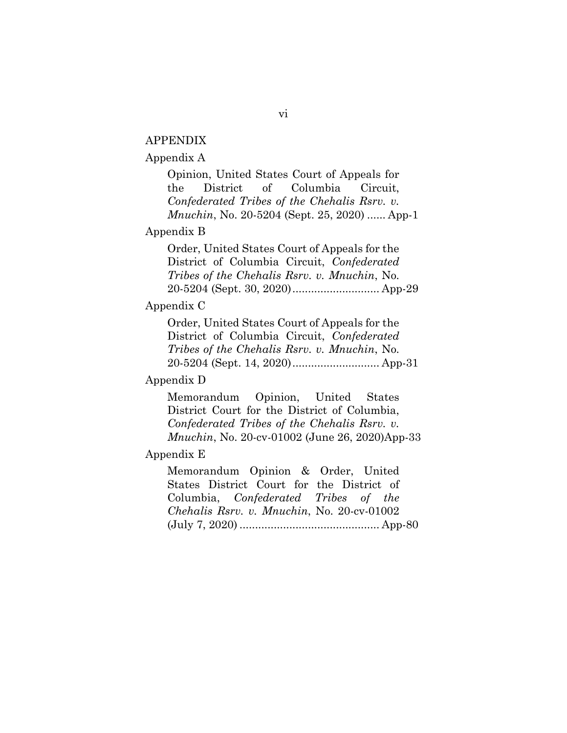## APPENDIX

Appendix A

Opinion, United States Court of Appeals for the District of Columbia Circuit, *Confederated Tribes of the Chehalis Rsrv. v. Mnuchin*, No. 20-5204 (Sept. 25, 2020) ...... App-1

Appendix B

Order, United States Court of Appeals for the District of Columbia Circuit, *Confederated Tribes of the Chehalis Rsrv. v. Mnuchin*, No. 20-5204 (Sept. 30, 2020) ............................ App-29

Appendix C

Order, United States Court of Appeals for the District of Columbia Circuit, *Confederated Tribes of the Chehalis Rsrv. v. Mnuchin*, No. 20-5204 (Sept. 14, 2020) ............................ App-31

Appendix D

Memorandum Opinion, United States District Court for the District of Columbia, *Confederated Tribes of the Chehalis Rsrv. v. Mnuchin*, No. 20-cv-01002 (June 26, 2020)App-33

Appendix E

Memorandum Opinion & Order, United States District Court for the District of Columbia, *Confederated Tribes of the Chehalis Rsrv. v. Mnuchin*, No. 20-cv-01002 (July 7, 2020) ............................................ App-80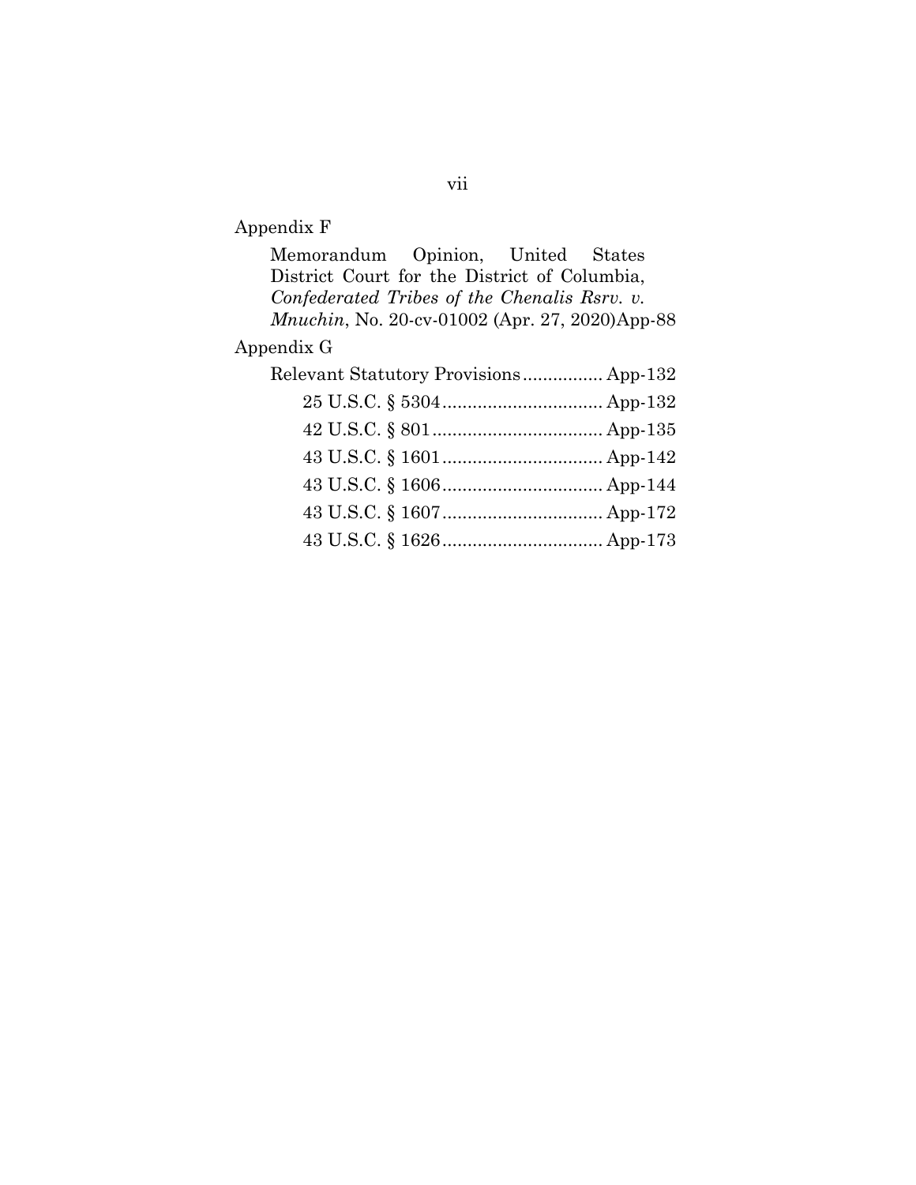Appendix F

Memorandum Opinion, United States District Court for the District of Columbia, *Confederated Tribes of the Chenalis Rsrv. v. Mnuchin*, No. 20-cv-01002 (Apr. 27, 2020) App-88

Appendix G

Relevant Statutory Provisions ................ App-132

25 U.S.C. § 5304 ................................ App-132

42 U.S.C. § 801 .................................. App-135

43 U.S.C. § 1601 ................................ App-142

43 U.S.C. § 1606 ................................ App-144

43 U.S.C. § 1607 ................................ App-172

43 U.S.C. § 1626 ................................ App-173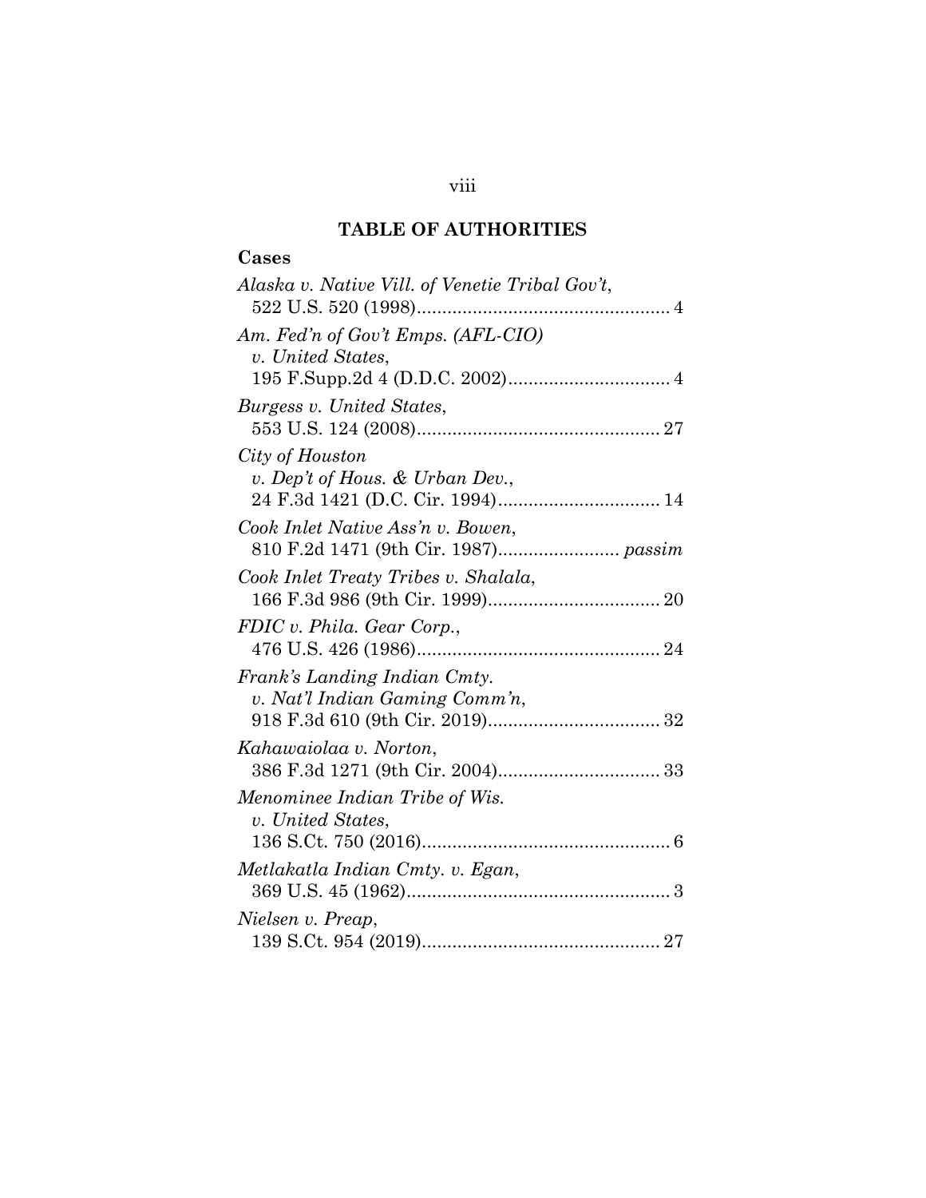## TABLE OF AUTHORITIES

### Cases

*Alaska v. Native Vill. of Venetie Tribal Gov't*, 522 U.S. 520 (1998).................................................. 4

*Am. Fed'n of Gov't Emps. (AFL-CIO) v. United States*, 195 F.Supp.2d 4 (D.D.C. 2002)................................ 4

*Burgess v. United States*, 553 U.S. 124 (2008)................................................ 27

*City of Houston v. Dep't of Hous. & Urban Dev.*, 24 F.3d 1421 (D.C. Cir. 1994)................................ 14

*Cook Inlet Native Ass'n v. Bowen*, 810 F.2d 1471 (9th Cir. 1987)........................ *passim*

*Cook Inlet Treaty Tribes v. Shalala*, 166 F.3d 986 (9th Cir. 1999).................................. 20

*FDIC v. Phila. Gear Corp.*, 476 U.S. 426 (1986)................................................ 24

*Frank's Landing Indian Cmty. v. Nat'l Indian Gaming Comm'n*, 918 F.3d 610 (9th Cir. 2019).................................. 32

*Kahawaiolaa v. Norton*, 386 F.3d 1271 (9th Cir. 2004)................................ 33

*Menominee Indian Tribe of Wis. v. United States*, 136 S.Ct. 750 (2016)................................................. 6

*Metlakatla Indian Cmty. v. Egan*, 369 U.S. 45 (1962).................................................... 3

*Nielsen v. Preap*, 139 S.Ct. 954 (2019)............................................... 27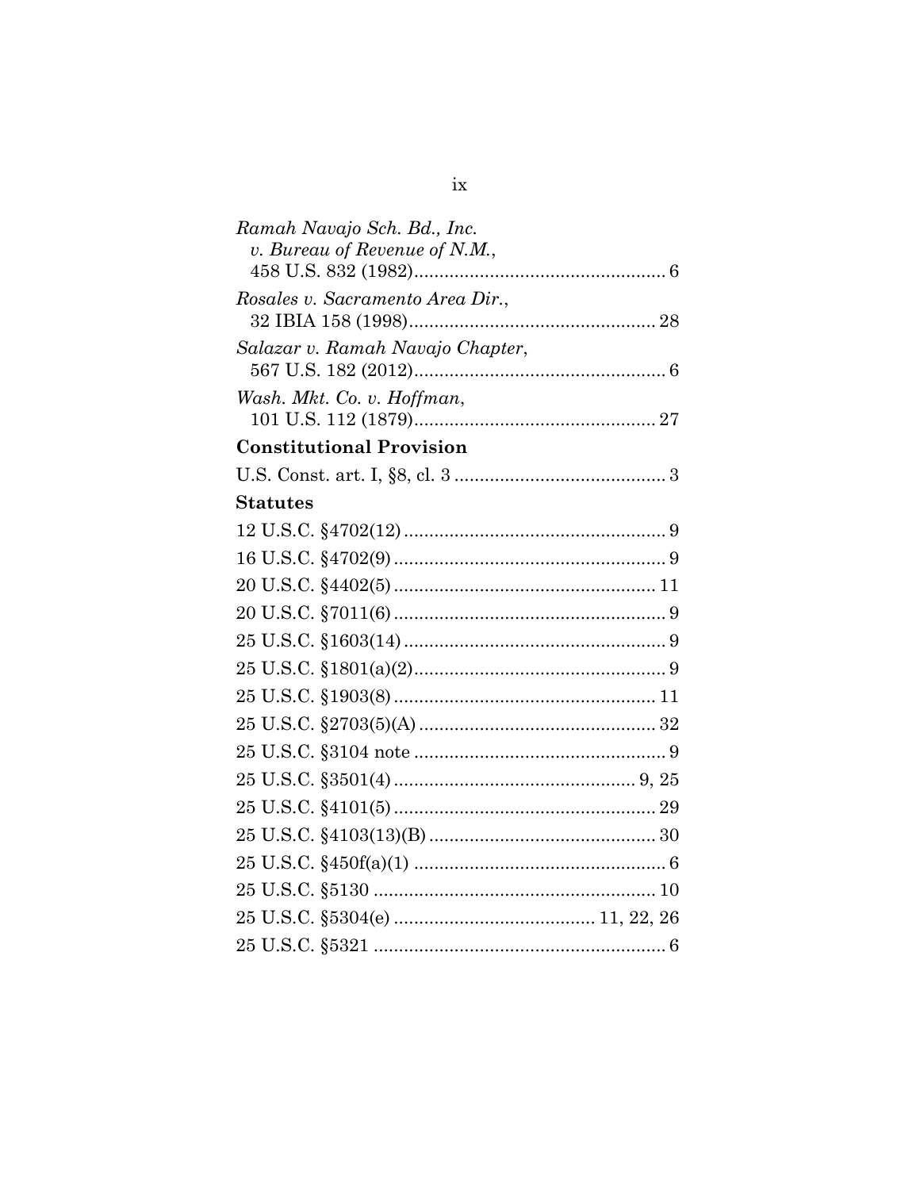*Ramah Navajo Sch. Bd., Inc. v. Bureau of Revenue of N.M.*,
458 U.S. 832 (1982).................................................. 6

*Rosales v. Sacramento Area Dir.*,
32 IBIA 158 (1998)................................................. 28

*Salazar v. Ramah Navajo Chapter*,
567 U.S. 182 (2012).................................................. 6

*Wash. Mkt. Co. v. Hoffman*,
101 U.S. 112 (1879)................................................ 27

**Constitutional Provision**

U.S. Const. art. I, §8, cl. 3 .......................................... 3

**Statutes**

12 U.S.C. §4702(12) .................................................... 9

16 U.S.C. §4702(9) ...................................................... 9

20 U.S.C. §4402(5) .................................................... 11

20 U.S.C. §7011(6) ...................................................... 9

25 U.S.C. §1603(14) .................................................... 9

25 U.S.C. §1801(a)(2).................................................. 9

25 U.S.C. §1903(8) .................................................... 11

25 U.S.C. §2703(5)(A) ............................................... 32

25 U.S.C. §3104 note .................................................. 9

25 U.S.C. §3501(4) ................................................ 9, 25

25 U.S.C. §4101(5) .................................................... 29

25 U.S.C. §4103(13)(B) ............................................. 30

25 U.S.C. §450f(a)(1) .................................................. 6

25 U.S.C. §5130 ........................................................ 10

25 U.S.C. §5304(e) ........................................ 11, 22, 26

25 U.S.C. §5321 .......................................................... 6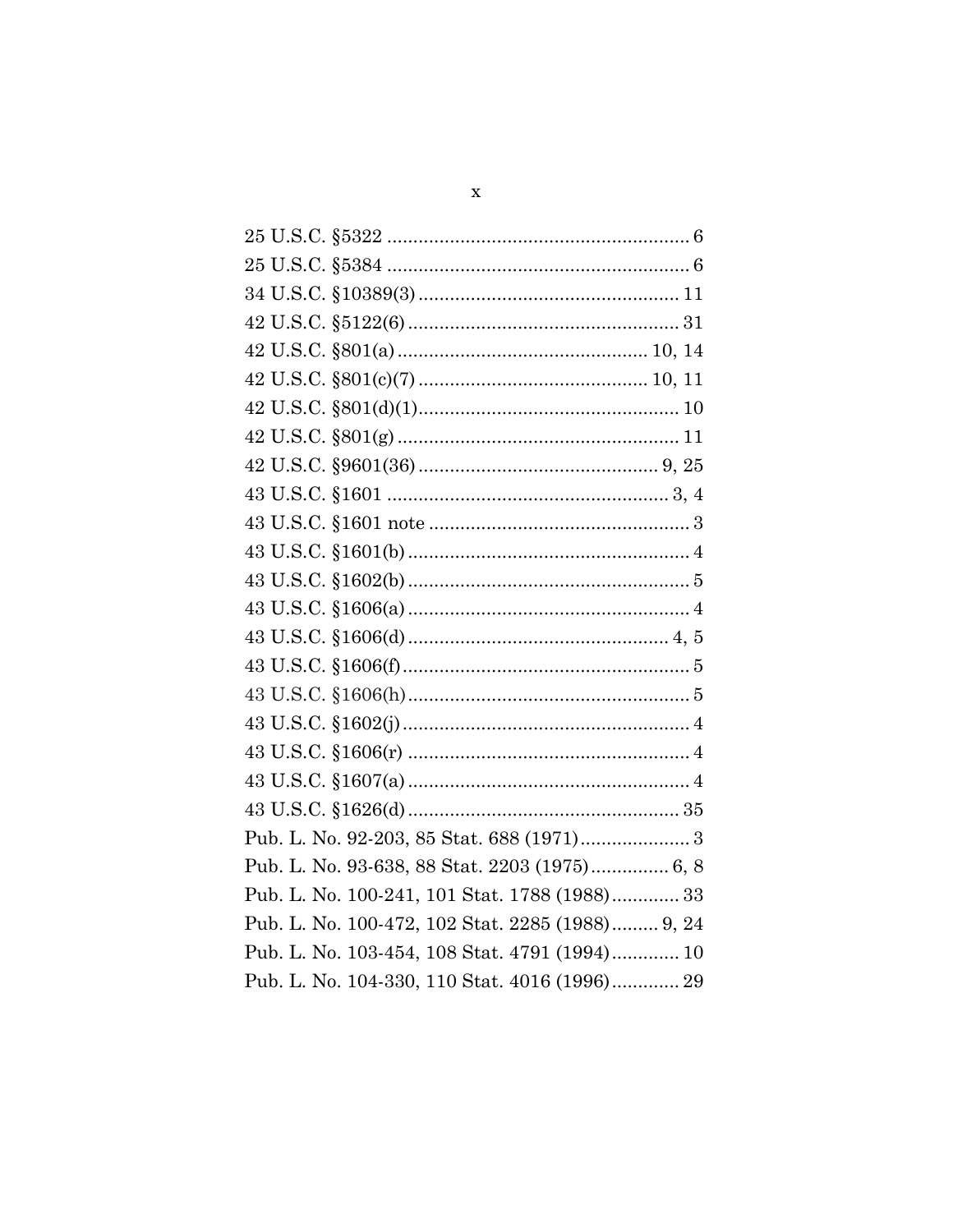25 U.S.C. §5322 .......................................................... 6

25 U.S.C. §5384 .......................................................... 6

34 U.S.C. §10389(3) .................................................. 11

42 U.S.C. §5122(6) .................................................... 31

42 U.S.C. §801(a) ................................................ 10, 14

42 U.S.C. §801(c)(7) ........................................... 10, 11

42 U.S.C. §801(d)(1) .................................................. 10

42 U.S.C. §801(g) ...................................................... 11

42 U.S.C. §9601(36) .............................................. 9, 25

43 U.S.C. §1601 ...................................................... 3, 4

43 U.S.C. §1601 note .................................................. 3

43 U.S.C. §1601(b) ...................................................... 4

43 U.S.C. §1602(b) ...................................................... 5

43 U.S.C. §1606(a) ...................................................... 4

43 U.S.C. §1606(d) .................................................. 4, 5

43 U.S.C. §1606(f) ....................................................... 5

43 U.S.C. §1606(h) ...................................................... 5

43 U.S.C. §1602(j) ....................................................... 4

43 U.S.C. §1606(r) ...................................................... 4

43 U.S.C. §1607(a) ...................................................... 4

43 U.S.C. §1626(d) .................................................... 35

Pub. L. No. 92-203, 85 Stat. 688 (1971) ..................... 3

Pub. L. No. 93-638, 88 Stat. 2203 (1975) ............... 6, 8

Pub. L. No. 100-241, 101 Stat. 1788 (1988) ............. 33

Pub. L. No. 100-472, 102 Stat. 2285 (1988) ......... 9, 24

Pub. L. No. 103-454, 108 Stat. 4791 (1994) ............. 10

Pub. L. No. 104-330, 110 Stat. 4016 (1996) ............. 29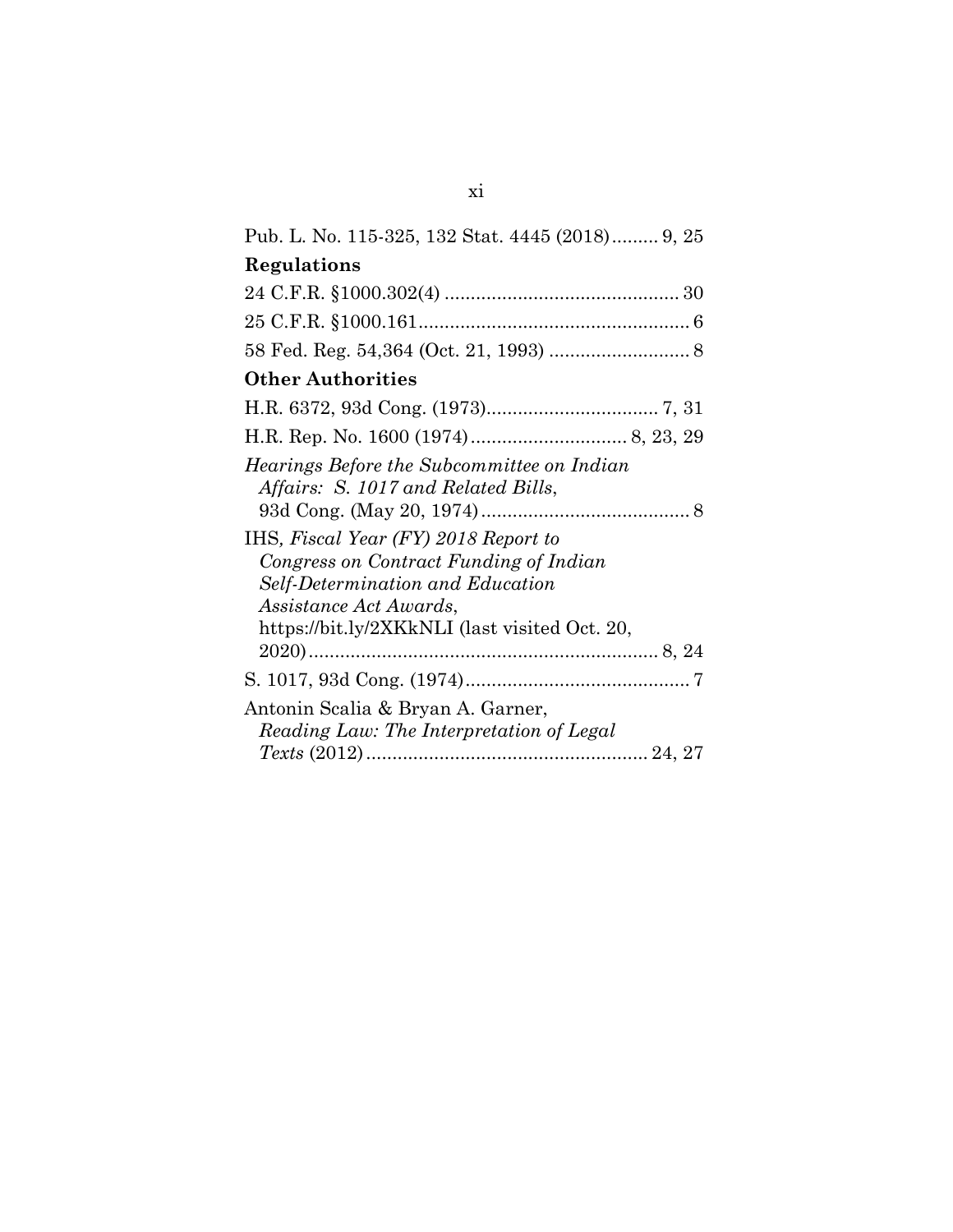Pub. L. No. 115-325, 132 Stat. 4445 (2018)......... 9, 25

**Regulations**

24 C.F.R. §1000.302(4) ............................................ 30

25 C.F.R. §1000.161................................................... 6

58 Fed. Reg. 54,364 (Oct. 21, 1993) .......................... 8

**Other Authorities**

H.R. 6372, 93d Cong. (1973)................................. 7, 31

H.R. Rep. No. 1600 (1974).............................. 8, 23, 29

*Hearings Before the Subcommittee on Indian Affairs: S. 1017 and Related Bills*, 93d Cong. (May 20, 1974)........................................ 8

IHS*, Fiscal Year (FY) 2018 Report to Congress on Contract Funding of Indian Self-Determination and Education Assistance Act Awards*, https://bit.ly/2XKkNLI (last visited Oct. 20, 2020)................................................................... 8, 24

S. 1017, 93d Cong. (1974)........................................... 7

Antonin Scalia & Bryan A. Garner, *Reading Law: The Interpretation of Legal Texts* (2012)...................................................... 24, 27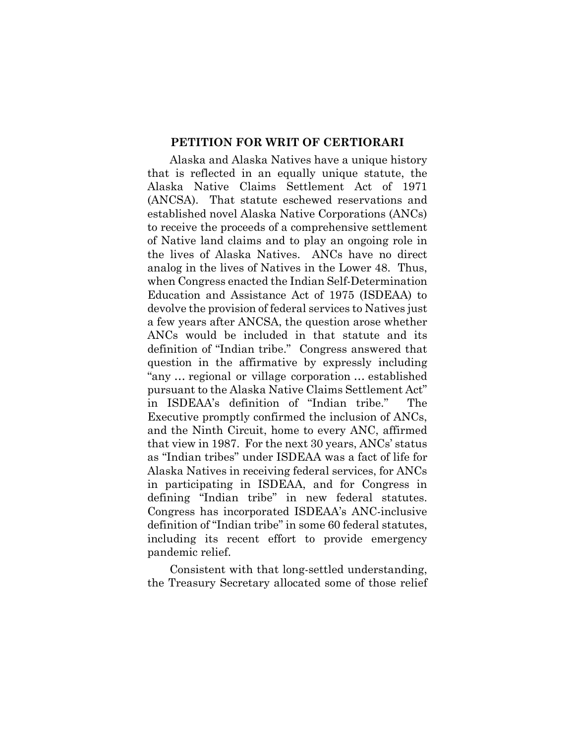## PETITION FOR WRIT OF CERTIORARI

Alaska and Alaska Natives have a unique history that is reflected in an equally unique statute, the Alaska Native Claims Settlement Act of 1971 (ANCSA). That statute eschewed reservations and established novel Alaska Native Corporations (ANCs) to receive the proceeds of a comprehensive settlement of Native land claims and to play an ongoing role in the lives of Alaska Natives. ANCs have no direct analog in the lives of Natives in the Lower 48. Thus, when Congress enacted the Indian Self-Determination Education and Assistance Act of 1975 (ISDEAA) to devolve the provision of federal services to Natives just a few years after ANCSA, the question arose whether ANCs would be included in that statute and its definition of "Indian tribe." Congress answered that question in the affirmative by expressly including "any … regional or village corporation … established pursuant to the Alaska Native Claims Settlement Act" in ISDEAA's definition of "Indian tribe." The Executive promptly confirmed the inclusion of ANCs, and the Ninth Circuit, home to every ANC, affirmed that view in 1987. For the next 30 years, ANCs' status as "Indian tribes" under ISDEAA was a fact of life for Alaska Natives in receiving federal services, for ANCs in participating in ISDEAA, and for Congress in defining "Indian tribe" in new federal statutes. Congress has incorporated ISDEAA's ANC-inclusive definition of "Indian tribe" in some 60 federal statutes, including its recent effort to provide emergency pandemic relief.

Consistent with that long-settled understanding, the Treasury Secretary allocated some of those relief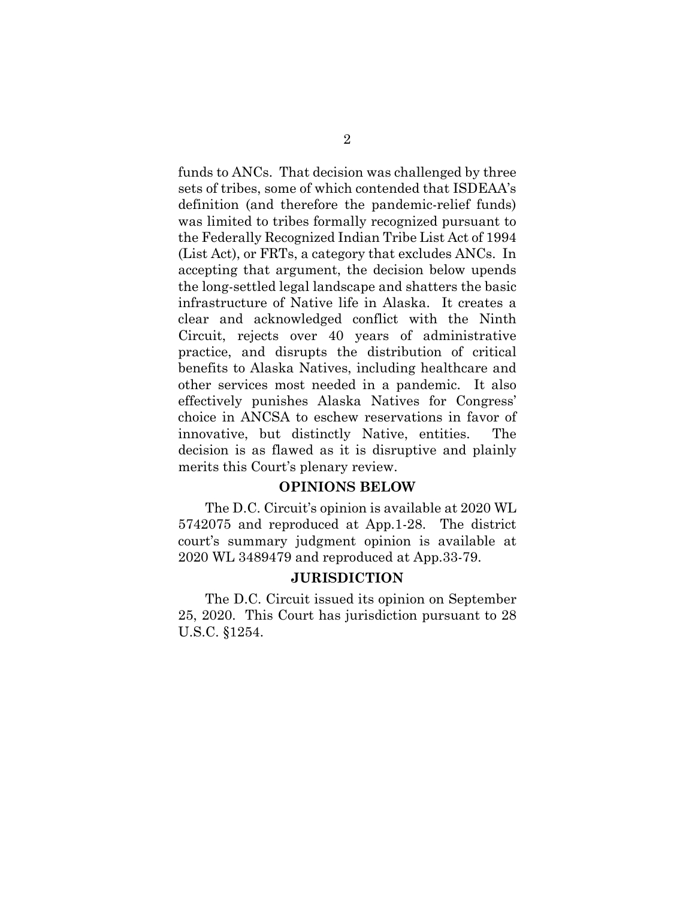funds to ANCs. That decision was challenged by three sets of tribes, some of which contended that ISDEAA's definition (and therefore the pandemic-relief funds) was limited to tribes formally recognized pursuant to the Federally Recognized Indian Tribe List Act of 1994 (List Act), or FRTs, a category that excludes ANCs. In accepting that argument, the decision below upends the long-settled legal landscape and shatters the basic infrastructure of Native life in Alaska. It creates a clear and acknowledged conflict with the Ninth Circuit, rejects over 40 years of administrative practice, and disrupts the distribution of critical benefits to Alaska Natives, including healthcare and other services most needed in a pandemic. It also effectively punishes Alaska Natives for Congress' choice in ANCSA to eschew reservations in favor of innovative, but distinctly Native, entities. The decision is as flawed as it is disruptive and plainly merits this Court's plenary review.

## OPINIONS BELOW

The D.C. Circuit's opinion is available at 2020 WL 5742075 and reproduced at App.1-28. The district court's summary judgment opinion is available at 2020 WL 3489479 and reproduced at App.33-79.

## JURISDICTION

The D.C. Circuit issued its opinion on September 25, 2020. This Court has jurisdiction pursuant to 28 U.S.C. §1254.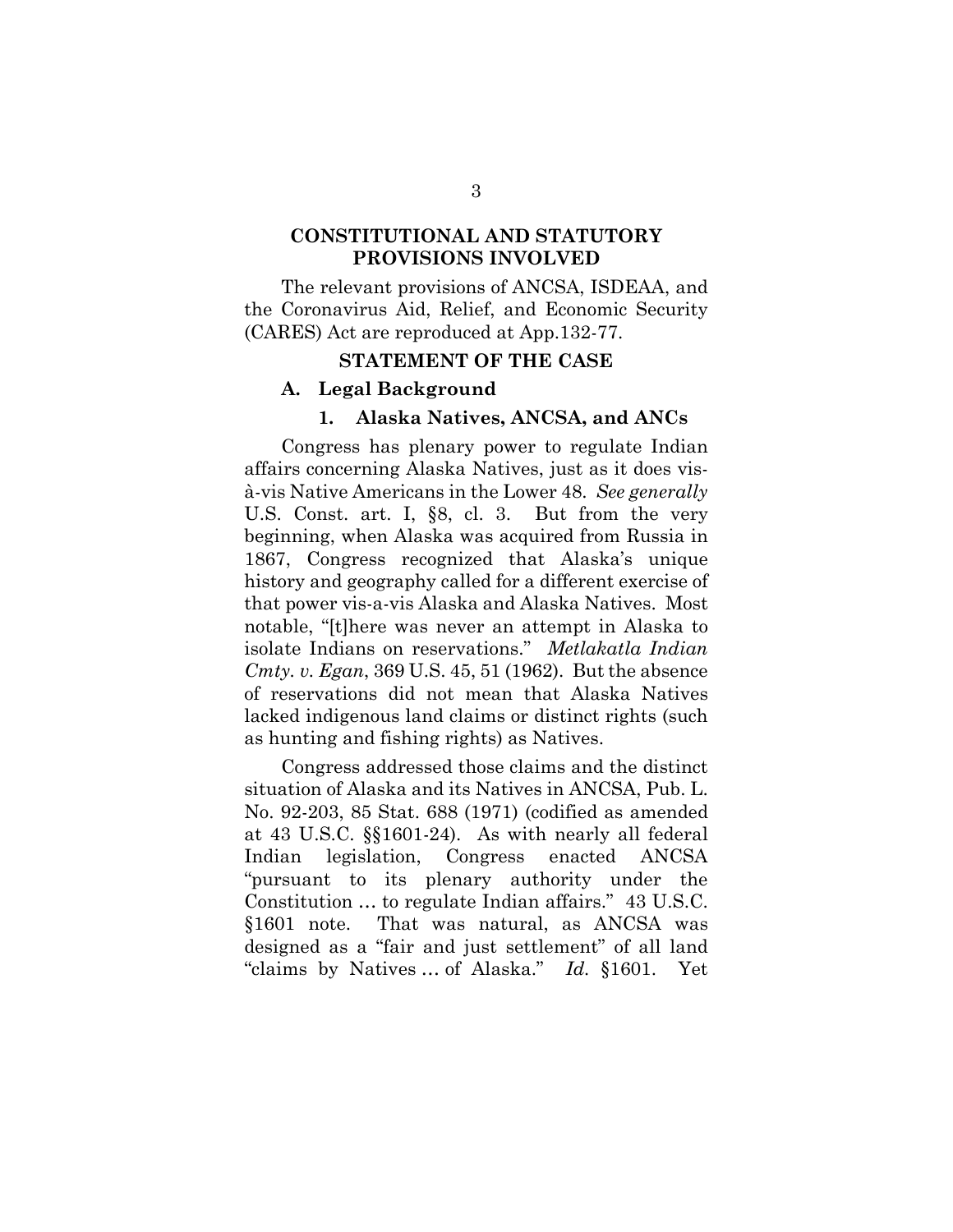## CONSTITUTIONAL AND STATUTORY PROVISIONS INVOLVED

The relevant provisions of ANCSA, ISDEAA, and the Coronavirus Aid, Relief, and Economic Security (CARES) Act are reproduced at App.132-77.

## STATEMENT OF THE CASE

### A. Legal Background

#### 1. Alaska Natives, ANCSA, and ANCs

Congress has plenary power to regulate Indian affairs concerning Alaska Natives, just as it does vis-à-vis Native Americans in the Lower 48. *See generally* U.S. Const. art. I, §8, cl. 3. But from the very beginning, when Alaska was acquired from Russia in 1867, Congress recognized that Alaska's unique history and geography called for a different exercise of that power vis-a-vis Alaska and Alaska Natives. Most notable, "[t]here was never an attempt in Alaska to isolate Indians on reservations." *Metlakatla Indian Cmty. v. Egan*, 369 U.S. 45, 51 (1962). But the absence of reservations did not mean that Alaska Natives lacked indigenous land claims or distinct rights (such as hunting and fishing rights) as Natives.

Congress addressed those claims and the distinct situation of Alaska and its Natives in ANCSA, Pub. L. No. 92-203, 85 Stat. 688 (1971) (codified as amended at 43 U.S.C. §§1601-24). As with nearly all federal Indian legislation, Congress enacted ANCSA "pursuant to its plenary authority under the Constitution … to regulate Indian affairs." 43 U.S.C. §1601 note. That was natural, as ANCSA was designed as a "fair and just settlement" of all land "claims by Natives … of Alaska." *Id.* §1601. Yet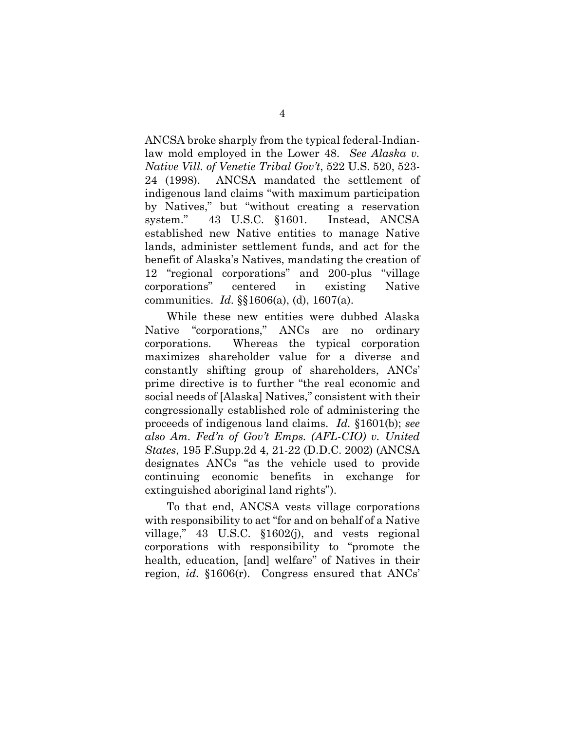ANCSA broke sharply from the typical federal-Indian-law mold employed in the Lower 48. *See Alaska v. Native Vill. of Venetie Tribal Gov't*, 522 U.S. 520, 523-24 (1998). ANCSA mandated the settlement of indigenous land claims "with maximum participation by Natives," but "without creating a reservation system." 43 U.S.C. §1601. Instead, ANCSA established new Native entities to manage Native lands, administer settlement funds, and act for the benefit of Alaska's Natives, mandating the creation of 12 "regional corporations" and 200-plus "village corporations" centered in existing Native communities. *Id.* §§1606(a), (d), 1607(a).

While these new entities were dubbed Alaska Native "corporations," ANCs are no ordinary corporations. Whereas the typical corporation maximizes shareholder value for a diverse and constantly shifting group of shareholders, ANCs' prime directive is to further "the real economic and social needs of [Alaska] Natives," consistent with their congressionally established role of administering the proceeds of indigenous land claims. *Id.* §1601(b); *see also Am. Fed'n of Gov't Emps. (AFL-CIO) v. United States*, 195 F.Supp.2d 4, 21-22 (D.D.C. 2002) (ANCSA designates ANCs "as the vehicle used to provide continuing economic benefits in exchange for extinguished aboriginal land rights").

To that end, ANCSA vests village corporations with responsibility to act "for and on behalf of a Native village," 43 U.S.C. §1602(j), and vests regional corporations with responsibility to "promote the health, education, [and] welfare" of Natives in their region, *id.* §1606(r). Congress ensured that ANCs'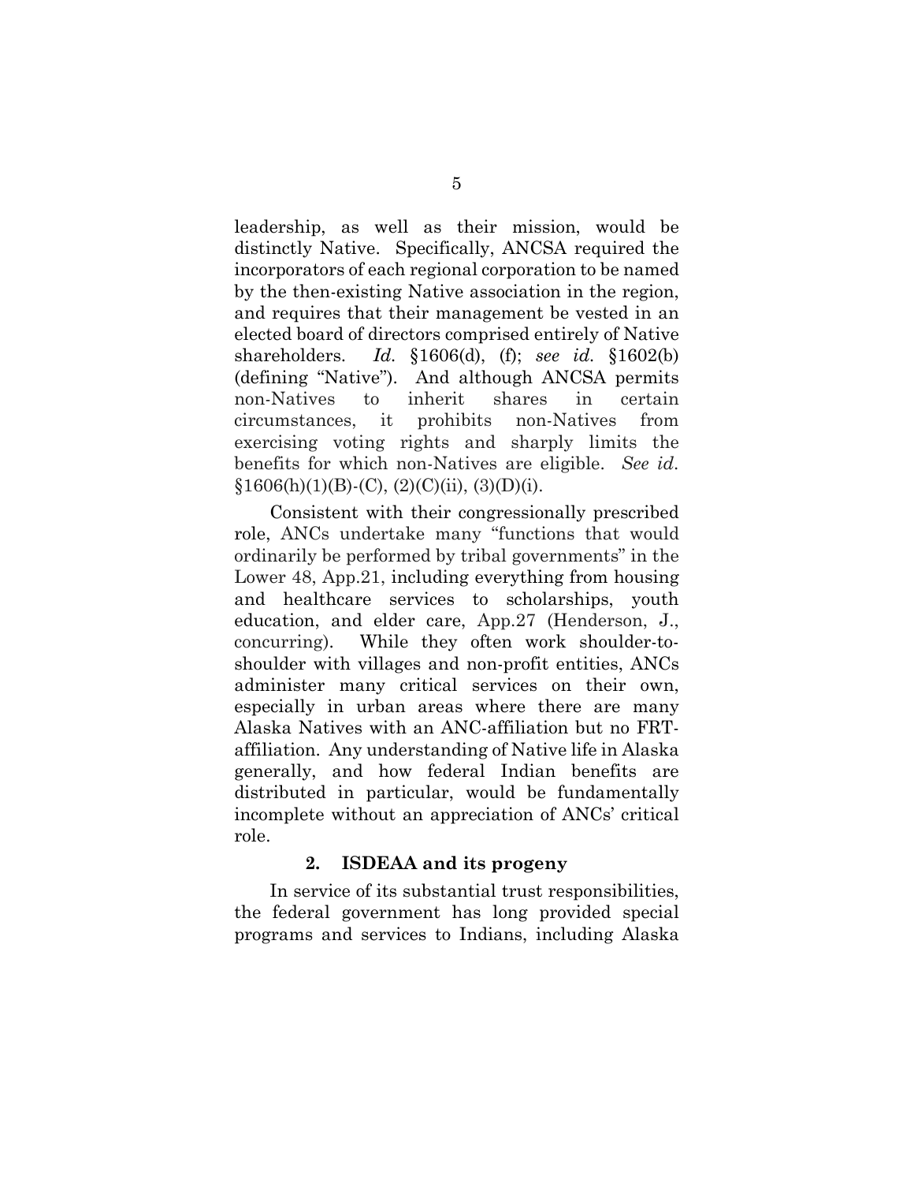leadership, as well as their mission, would be distinctly Native. Specifically, ANCSA required the incorporators of each regional corporation to be named by the then-existing Native association in the region, and requires that their management be vested in an elected board of directors comprised entirely of Native shareholders. *Id.* §1606(d), (f); *see id.* §1602(b) (defining "Native"). And although ANCSA permits non-Natives to inherit shares in certain circumstances, it prohibits non-Natives from exercising voting rights and sharply limits the benefits for which non-Natives are eligible. *See id.* §1606(h)(1)(B)-(C), (2)(C)(ii), (3)(D)(i).

Consistent with their congressionally prescribed role, ANCs undertake many "functions that would ordinarily be performed by tribal governments" in the Lower 48, App.21, including everything from housing and healthcare services to scholarships, youth education, and elder care, App.27 (Henderson, J., concurring). While they often work shoulder-to-shoulder with villages and non-profit entities, ANCs administer many critical services on their own, especially in urban areas where there are many Alaska Natives with an ANC-affiliation but no FRT-affiliation. Any understanding of Native life in Alaska generally, and how federal Indian benefits are distributed in particular, would be fundamentally incomplete without an appreciation of ANCs' critical role.

### 2. ISDEAA and its progeny

In service of its substantial trust responsibilities, the federal government has long provided special programs and services to Indians, including Alaska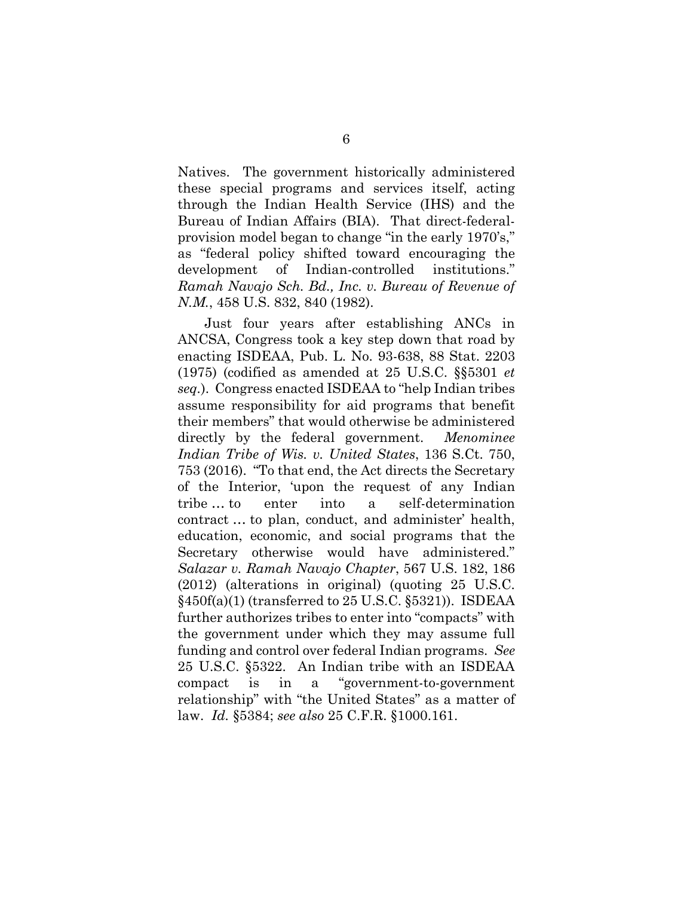Natives. The government historically administered these special programs and services itself, acting through the Indian Health Service (IHS) and the Bureau of Indian Affairs (BIA). That direct-federal-provision model began to change "in the early 1970's," as "federal policy shifted toward encouraging the development of Indian-controlled institutions." *Ramah Navajo Sch. Bd., Inc. v. Bureau of Revenue of N.M.*, 458 U.S. 832, 840 (1982).

Just four years after establishing ANCs in ANCSA, Congress took a key step down that road by enacting ISDEAA, Pub. L. No. 93-638, 88 Stat. 2203 (1975) (codified as amended at 25 U.S.C. §§5301 *et seq*.). Congress enacted ISDEAA to "help Indian tribes assume responsibility for aid programs that benefit their members" that would otherwise be administered directly by the federal government. *Menominee Indian Tribe of Wis. v. United States*, 136 S.Ct. 750, 753 (2016). "To that end, the Act directs the Secretary of the Interior, 'upon the request of any Indian tribe … to enter into a self-determination contract … to plan, conduct, and administer' health, education, economic, and social programs that the Secretary otherwise would have administered." *Salazar v. Ramah Navajo Chapter*, 567 U.S. 182, 186 (2012) (alterations in original) (quoting 25 U.S.C. §450f(a)(1) (transferred to 25 U.S.C. §5321)). ISDEAA further authorizes tribes to enter into "compacts" with the government under which they may assume full funding and control over federal Indian programs. *See* 25 U.S.C. §5322. An Indian tribe with an ISDEAA compact is in a "government-to-government relationship" with "the United States" as a matter of law. *Id.* §5384; *see also* 25 C.F.R. §1000.161.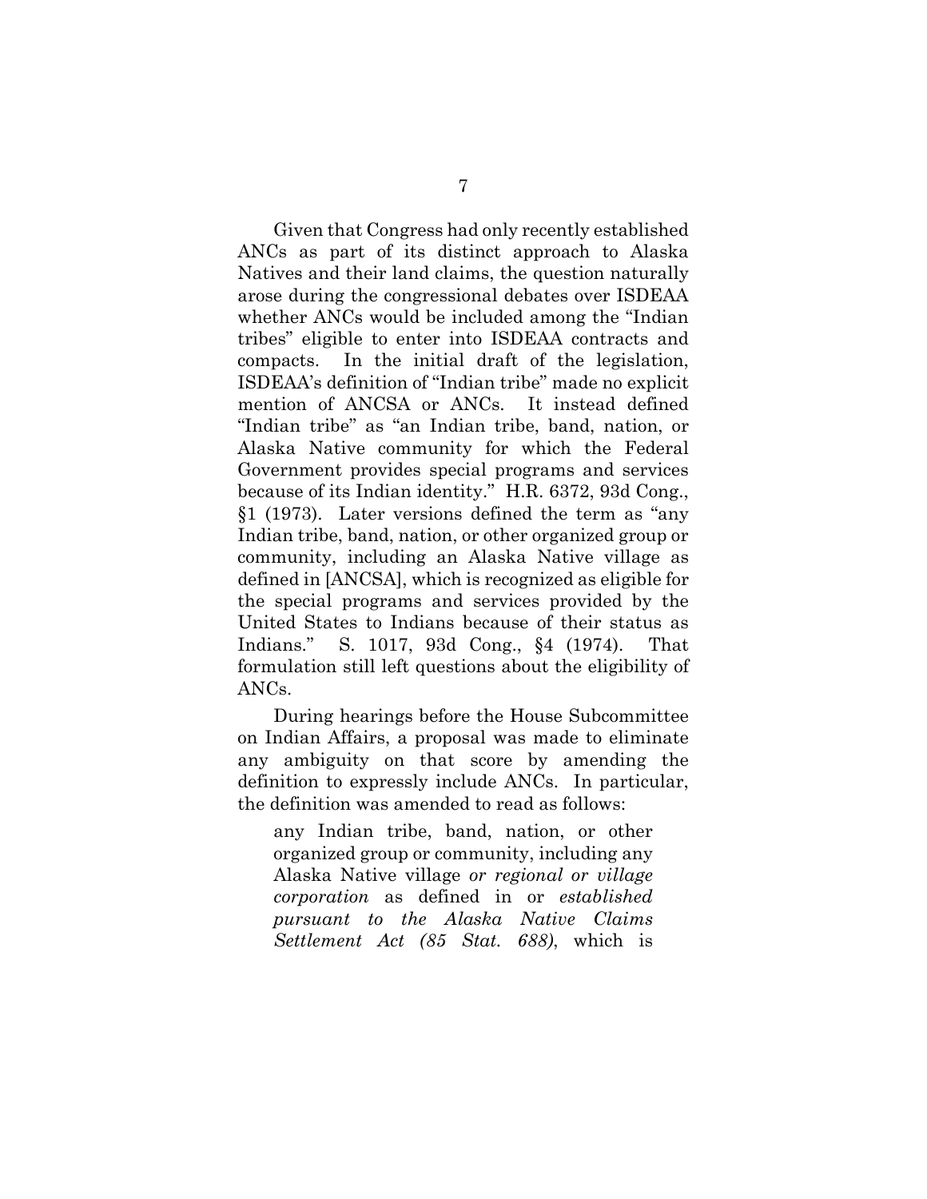Given that Congress had only recently established ANCs as part of its distinct approach to Alaska Natives and their land claims, the question naturally arose during the congressional debates over ISDEAA whether ANCs would be included among the "Indian tribes" eligible to enter into ISDEAA contracts and compacts. In the initial draft of the legislation, ISDEAA's definition of "Indian tribe" made no explicit mention of ANCSA or ANCs. It instead defined "Indian tribe" as "an Indian tribe, band, nation, or Alaska Native community for which the Federal Government provides special programs and services because of its Indian identity." H.R. 6372, 93d Cong., §1 (1973). Later versions defined the term as "any Indian tribe, band, nation, or other organized group or community, including an Alaska Native village as defined in [ANCSA], which is recognized as eligible for the special programs and services provided by the United States to Indians because of their status as Indians." S. 1017, 93d Cong., §4 (1974). That formulation still left questions about the eligibility of ANCs.

During hearings before the House Subcommittee on Indian Affairs, a proposal was made to eliminate any ambiguity on that score by amending the definition to expressly include ANCs. In particular, the definition was amended to read as follows:

> any Indian tribe, band, nation, or other organized group or community, including any Alaska Native village *or regional or village corporation* as defined in or *established pursuant to the Alaska Native Claims Settlement Act (85 Stat. 688)*, which is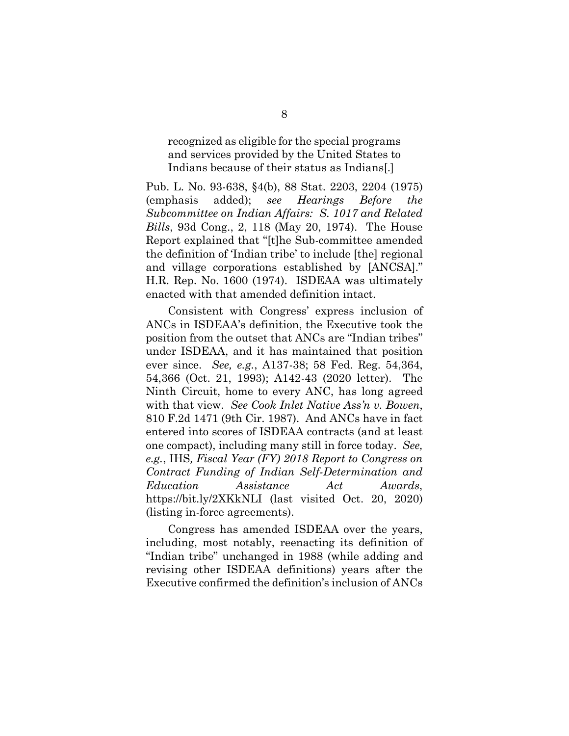> recognized as eligible for the special programs and services provided by the United States to Indians because of their status as Indians[.]

Pub. L. No. 93-638, §4(b), 88 Stat. 2203, 2204 (1975) (emphasis added); *see Hearings Before the Subcommittee on Indian Affairs: S. 1017 and Related Bills*, 93d Cong., 2, 118 (May 20, 1974). The House Report explained that "[t]he Sub-committee amended the definition of 'Indian tribe' to include [the] regional and village corporations established by [ANCSA]." H.R. Rep. No. 1600 (1974). ISDEAA was ultimately enacted with that amended definition intact.

Consistent with Congress' express inclusion of ANCs in ISDEAA's definition, the Executive took the position from the outset that ANCs are "Indian tribes" under ISDEAA, and it has maintained that position ever since. *See, e.g.*, A137-38; 58 Fed. Reg. 54,364, 54,366 (Oct. 21, 1993); A142-43 (2020 letter). The Ninth Circuit, home to every ANC, has long agreed with that view. *See Cook Inlet Native Ass'n v. Bowen*, 810 F.2d 1471 (9th Cir. 1987). And ANCs have in fact entered into scores of ISDEAA contracts (and at least one compact), including many still in force today. *See, e.g.*, IHS*, Fiscal Year (FY) 2018 Report to Congress on Contract Funding of Indian Self-Determination and Education Assistance Act Awards*, https://bit.ly/2XKkNLI (last visited Oct. 20, 2020) (listing in-force agreements).

Congress has amended ISDEAA over the years, including, most notably, reenacting its definition of "Indian tribe" unchanged in 1988 (while adding and revising other ISDEAA definitions) years after the Executive confirmed the definition's inclusion of ANCs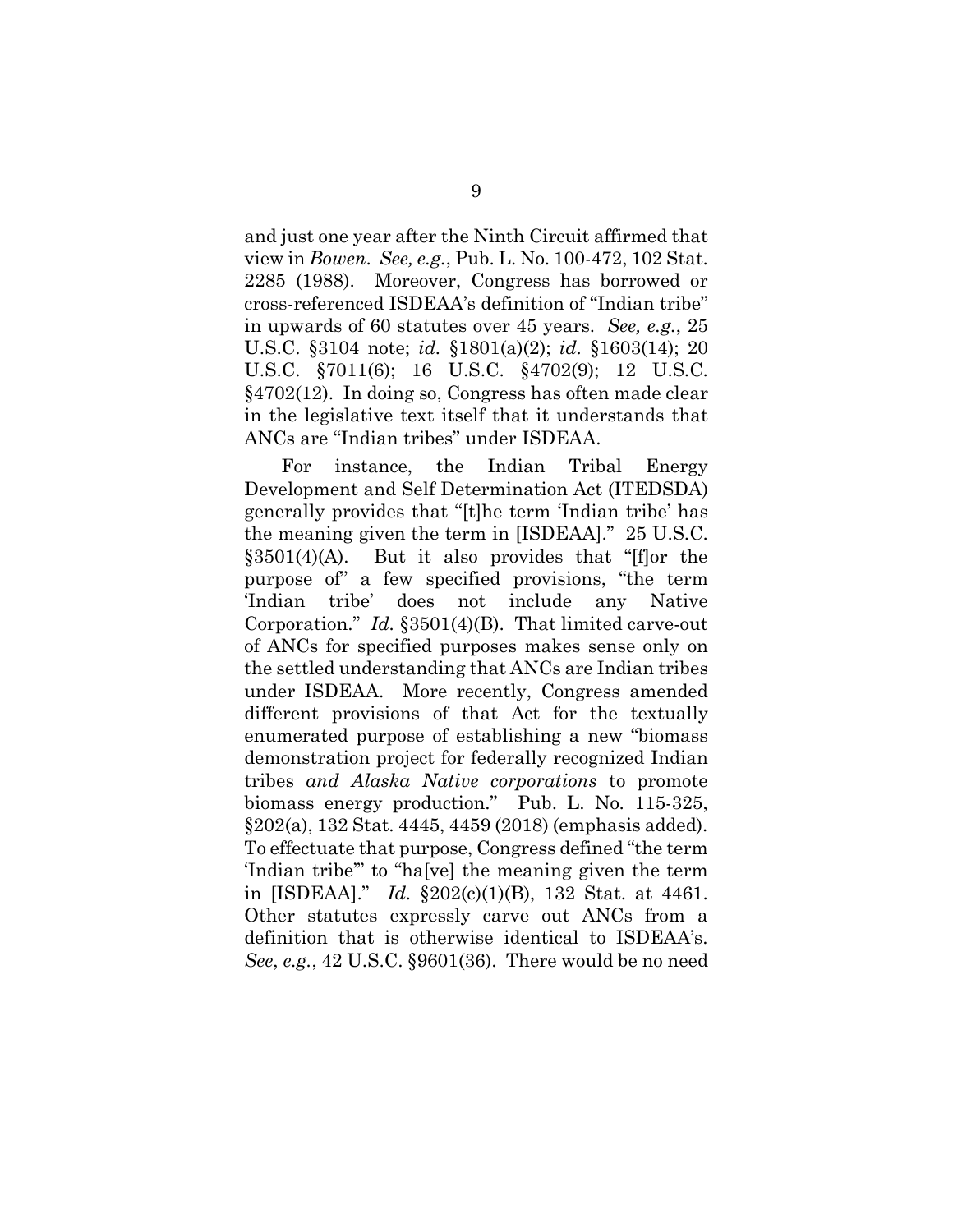and just one year after the Ninth Circuit affirmed that view in *Bowen*. *See, e.g.*, Pub. L. No. 100-472, 102 Stat. 2285 (1988). Moreover, Congress has borrowed or cross-referenced ISDEAA's definition of "Indian tribe" in upwards of 60 statutes over 45 years. *See, e.g.*, 25 U.S.C. §3104 note; *id.* §1801(a)(2); *id.* §1603(14); 20 U.S.C. §7011(6); 16 U.S.C. §4702(9); 12 U.S.C. §4702(12). In doing so, Congress has often made clear in the legislative text itself that it understands that ANCs are "Indian tribes" under ISDEAA.

For instance, the Indian Tribal Energy Development and Self Determination Act (ITEDSDA) generally provides that "[t]he term 'Indian tribe' has the meaning given the term in [ISDEAA]." 25 U.S.C. §3501(4)(A). But it also provides that "[f]or the purpose of" a few specified provisions, "the term 'Indian tribe' does not include any Native Corporation." *Id.* §3501(4)(B). That limited carve-out of ANCs for specified purposes makes sense only on the settled understanding that ANCs are Indian tribes under ISDEAA. More recently, Congress amended different provisions of that Act for the textually enumerated purpose of establishing a new "biomass demonstration project for federally recognized Indian tribes *and Alaska Native corporations* to promote biomass energy production." Pub. L. No. 115-325, §202(a), 132 Stat. 4445, 4459 (2018) (emphasis added). To effectuate that purpose, Congress defined "the term 'Indian tribe'" to "ha[ve] the meaning given the term in [ISDEAA]." *Id.* §202(c)(1)(B), 132 Stat. at 4461. Other statutes expressly carve out ANCs from a definition that is otherwise identical to ISDEAA's. *See*, *e.g.*, 42 U.S.C. §9601(36). There would be no need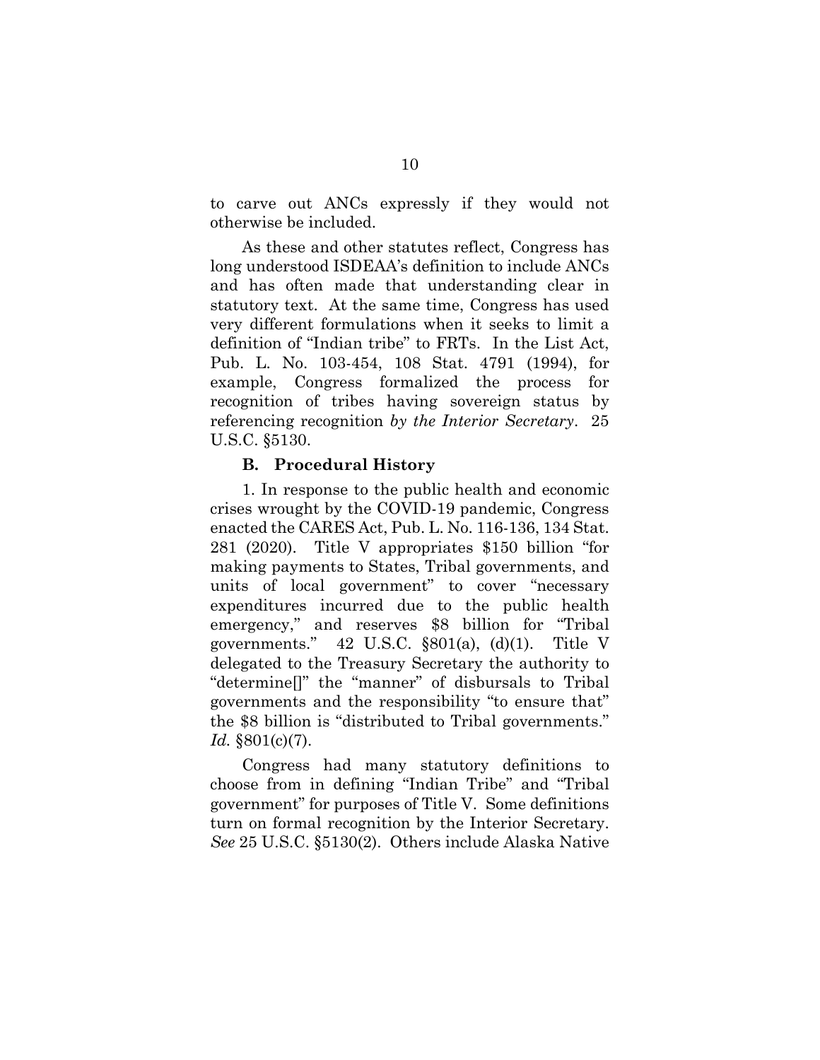to carve out ANCs expressly if they would not otherwise be included.

As these and other statutes reflect, Congress has long understood ISDEAA's definition to include ANCs and has often made that understanding clear in statutory text. At the same time, Congress has used very different formulations when it seeks to limit a definition of "Indian tribe" to FRTs. In the List Act, Pub. L. No. 103-454, 108 Stat. 4791 (1994), for example, Congress formalized the process for recognition of tribes having sovereign status by referencing recognition *by the Interior Secretary*. 25 U.S.C. §5130.

### B. Procedural History

1. In response to the public health and economic crises wrought by the COVID-19 pandemic, Congress enacted the CARES Act, Pub. L. No. 116-136, 134 Stat. 281 (2020). Title V appropriates $150 billion "for making payments to States, Tribal governments, and units of local government" to cover "necessary expenditures incurred due to the public health emergency," and reserves $8 billion for "Tribal governments." 42 U.S.C. §801(a), (d)(1). Title V delegated to the Treasury Secretary the authority to "determine[]" the "manner" of disbursals to Tribal governments and the responsibility "to ensure that" the $8 billion is "distributed to Tribal governments." *Id.* §801(c)(7).

Congress had many statutory definitions to choose from in defining "Indian Tribe" and "Tribal government" for purposes of Title V. Some definitions turn on formal recognition by the Interior Secretary. *See* 25 U.S.C. §5130(2). Others include Alaska Native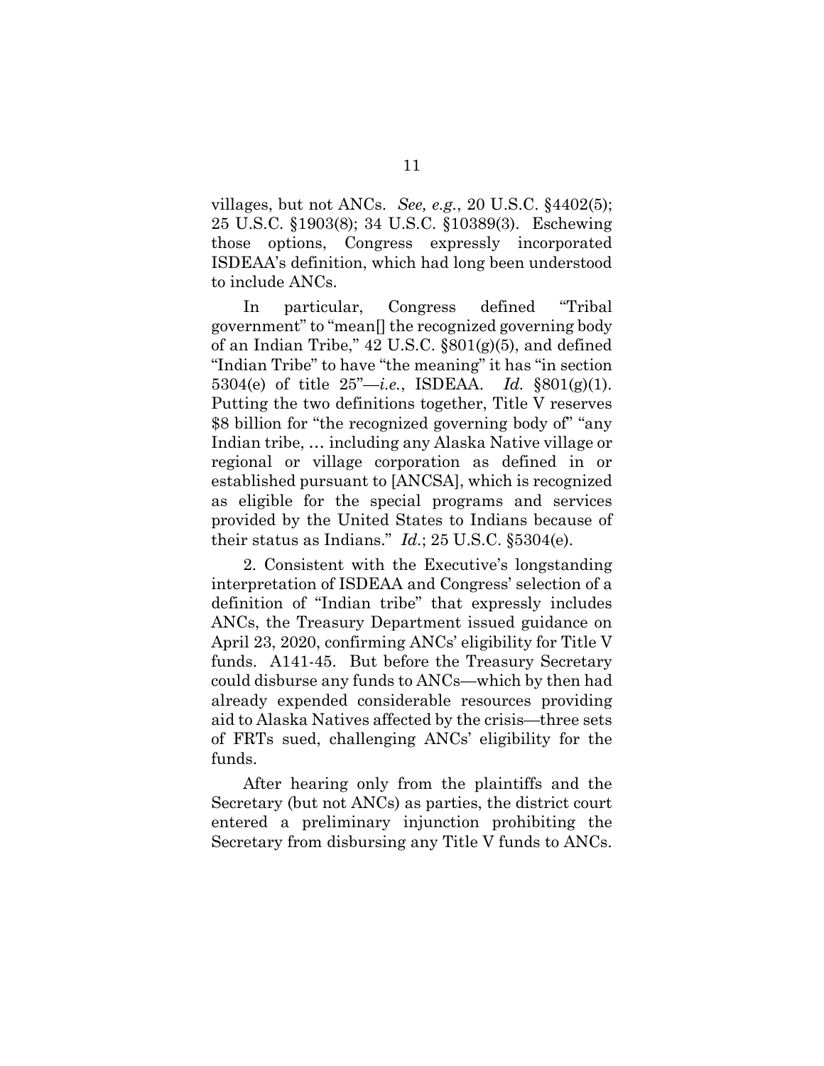villages, but not ANCs. *See, e.g.*, 20 U.S.C. §4402(5); 25 U.S.C. §1903(8); 34 U.S.C. §10389(3). Eschewing those options, Congress expressly incorporated ISDEAA's definition, which had long been understood to include ANCs.

In particular, Congress defined "Tribal government" to "mean[] the recognized governing body of an Indian Tribe," 42 U.S.C. §801(g)(5), and defined "Indian Tribe" to have "the meaning" it has "in section 5304(e) of title 25"—*i.e.*, ISDEAA. *Id.* §801(g)(1). Putting the two definitions together, Title V reserves $8 billion for "the recognized governing body of" "any Indian tribe, … including any Alaska Native village or regional or village corporation as defined in or established pursuant to [ANCSA], which is recognized as eligible for the special programs and services provided by the United States to Indians because of their status as Indians." *Id.*; 25 U.S.C. §5304(e).

2. Consistent with the Executive's longstanding interpretation of ISDEAA and Congress' selection of a definition of "Indian tribe" that expressly includes ANCs, the Treasury Department issued guidance on April 23, 2020, confirming ANCs' eligibility for Title V funds. A141-45. But before the Treasury Secretary could disburse any funds to ANCs—which by then had already expended considerable resources providing aid to Alaska Natives affected by the crisis—three sets of FRTs sued, challenging ANCs' eligibility for the funds.

After hearing only from the plaintiffs and the Secretary (but not ANCs) as parties, the district court entered a preliminary injunction prohibiting the Secretary from disbursing any Title V funds to ANCs.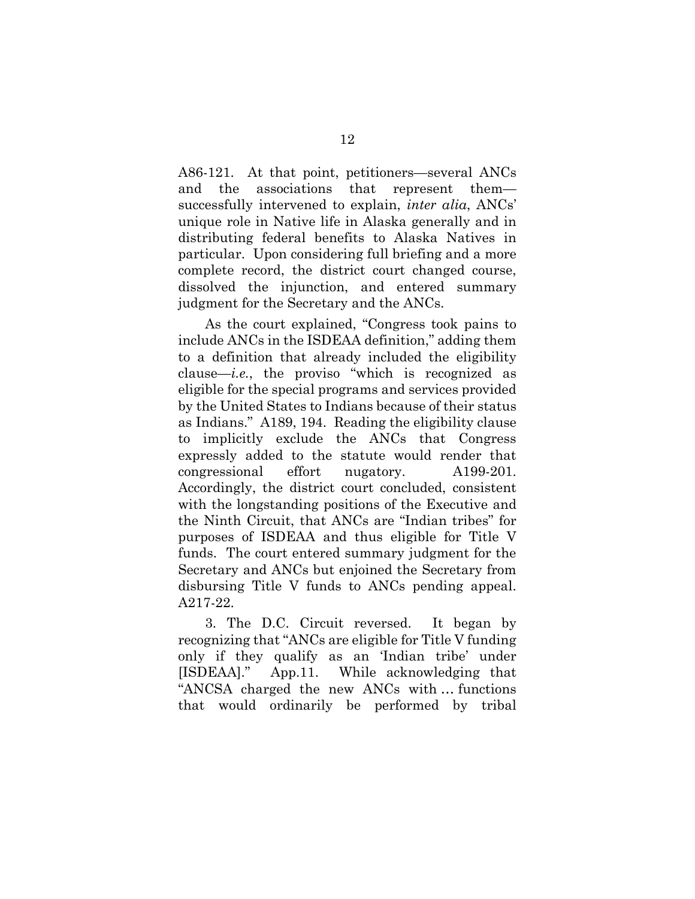A86-121. At that point, petitioners—several ANCs and the associations that represent them—successfully intervened to explain, *inter alia*, ANCs' unique role in Native life in Alaska generally and in distributing federal benefits to Alaska Natives in particular. Upon considering full briefing and a more complete record, the district court changed course, dissolved the injunction, and entered summary judgment for the Secretary and the ANCs.

As the court explained, "Congress took pains to include ANCs in the ISDEAA definition," adding them to a definition that already included the eligibility clause—*i.e.*, the proviso "which is recognized as eligible for the special programs and services provided by the United States to Indians because of their status as Indians." A189, 194. Reading the eligibility clause to implicitly exclude the ANCs that Congress expressly added to the statute would render that congressional effort nugatory. A199-201. Accordingly, the district court concluded, consistent with the longstanding positions of the Executive and the Ninth Circuit, that ANCs are "Indian tribes" for purposes of ISDEAA and thus eligible for Title V funds. The court entered summary judgment for the Secretary and ANCs but enjoined the Secretary from disbursing Title V funds to ANCs pending appeal. A217-22.

3. The D.C. Circuit reversed. It began by recognizing that "ANCs are eligible for Title V funding only if they qualify as an 'Indian tribe' under [ISDEAA]." App.11. While acknowledging that "ANCSA charged the new ANCs with … functions that would ordinarily be performed by tribal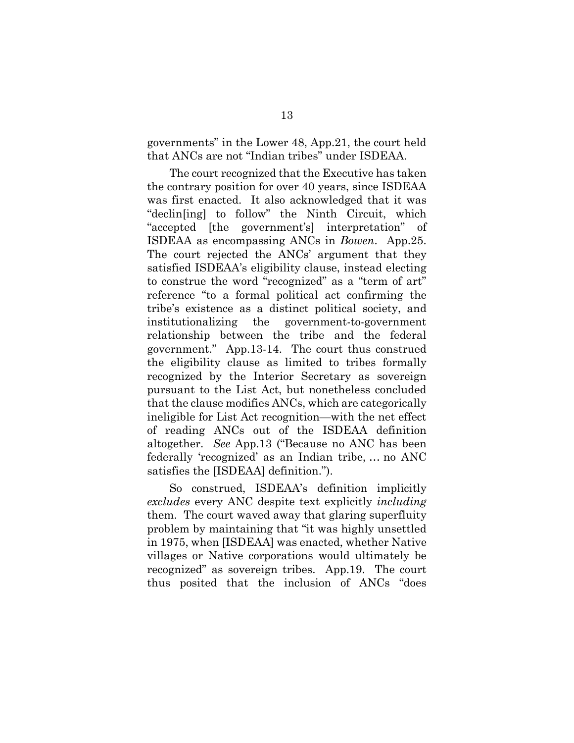governments" in the Lower 48, App.21, the court held that ANCs are not "Indian tribes" under ISDEAA.

The court recognized that the Executive has taken the contrary position for over 40 years, since ISDEAA was first enacted. It also acknowledged that it was "declin[ing] to follow" the Ninth Circuit, which "accepted [the government's] interpretation" of ISDEAA as encompassing ANCs in *Bowen*. App.25. The court rejected the ANCs' argument that they satisfied ISDEAA's eligibility clause, instead electing to construe the word "recognized" as a "term of art" reference "to a formal political act confirming the tribe's existence as a distinct political society, and institutionalizing the government-to-government relationship between the tribe and the federal government." App.13-14. The court thus construed the eligibility clause as limited to tribes formally recognized by the Interior Secretary as sovereign pursuant to the List Act, but nonetheless concluded that the clause modifies ANCs, which are categorically ineligible for List Act recognition—with the net effect of reading ANCs out of the ISDEAA definition altogether. *See* App.13 ("Because no ANC has been federally 'recognized' as an Indian tribe, … no ANC satisfies the [ISDEAA] definition.").

So construed, ISDEAA's definition implicitly *excludes* every ANC despite text explicitly *including* them. The court waved away that glaring superfluity problem by maintaining that "it was highly unsettled in 1975, when [ISDEAA] was enacted, whether Native villages or Native corporations would ultimately be recognized" as sovereign tribes. App.19. The court thus posited that the inclusion of ANCs "does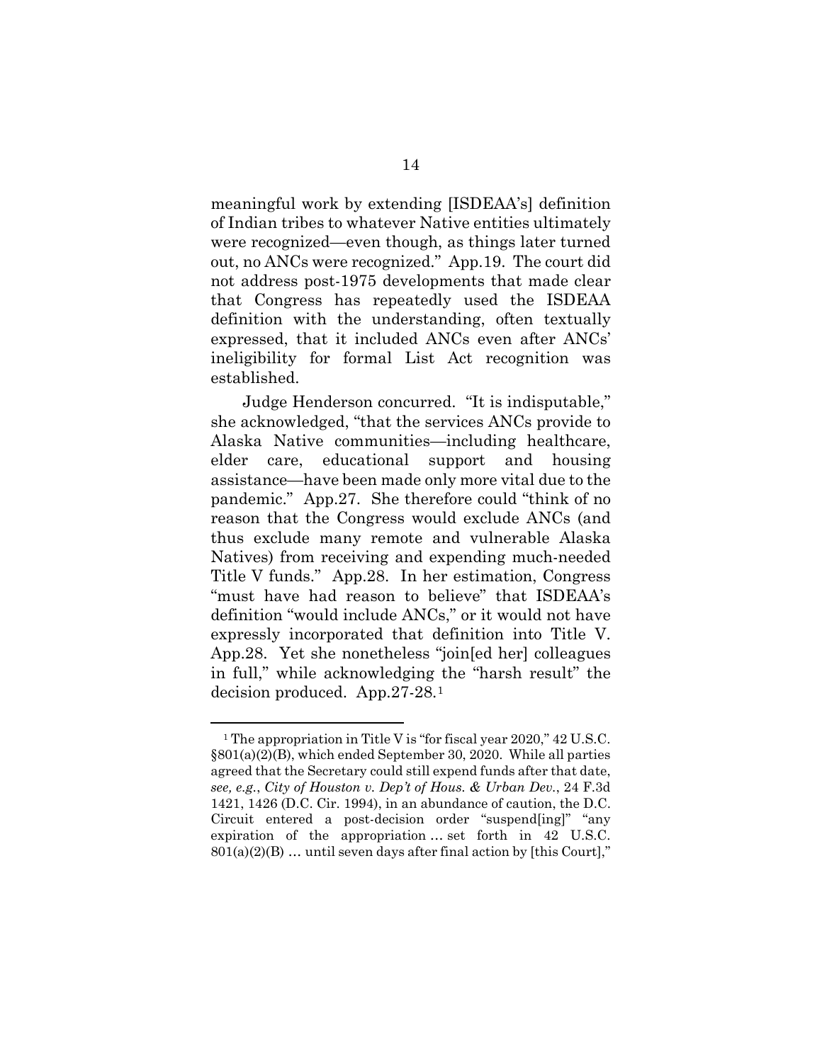meaningful work by extending [ISDEAA's] definition of Indian tribes to whatever Native entities ultimately were recognized—even though, as things later turned out, no ANCs were recognized." App.19. The court did not address post-1975 developments that made clear that Congress has repeatedly used the ISDEAA definition with the understanding, often textually expressed, that it included ANCs even after ANCs' ineligibility for formal List Act recognition was established.

Judge Henderson concurred. "It is indisputable," she acknowledged, "that the services ANCs provide to Alaska Native communities—including healthcare, elder care, educational support and housing assistance—have been made only more vital due to the pandemic." App.27. She therefore could "think of no reason that the Congress would exclude ANCs (and thus exclude many remote and vulnerable Alaska Natives) from receiving and expending much-needed Title V funds." App.28. In her estimation, Congress "must have had reason to believe" that ISDEAA's definition "would include ANCs," or it would not have expressly incorporated that definition into Title V. App.28. Yet she nonetheless "join[ed her] colleagues in full," while acknowledging the "harsh result" the decision produced. App.27-28.[1]

[1] The appropriation in Title V is "for fiscal year 2020," 42 U.S.C. §801(a)(2)(B), which ended September 30, 2020. While all parties agreed that the Secretary could still expend funds after that date, *see, e.g.*, *City of Houston v. Dep't of Hous. & Urban Dev.*, 24 F.3d 1421, 1426 (D.C. Cir. 1994), in an abundance of caution, the D.C. Circuit entered a post-decision order "suspend[ing]" "any expiration of the appropriation ... set forth in 42 U.S.C. 801(a)(2)(B) … until seven days after final action by [this Court],"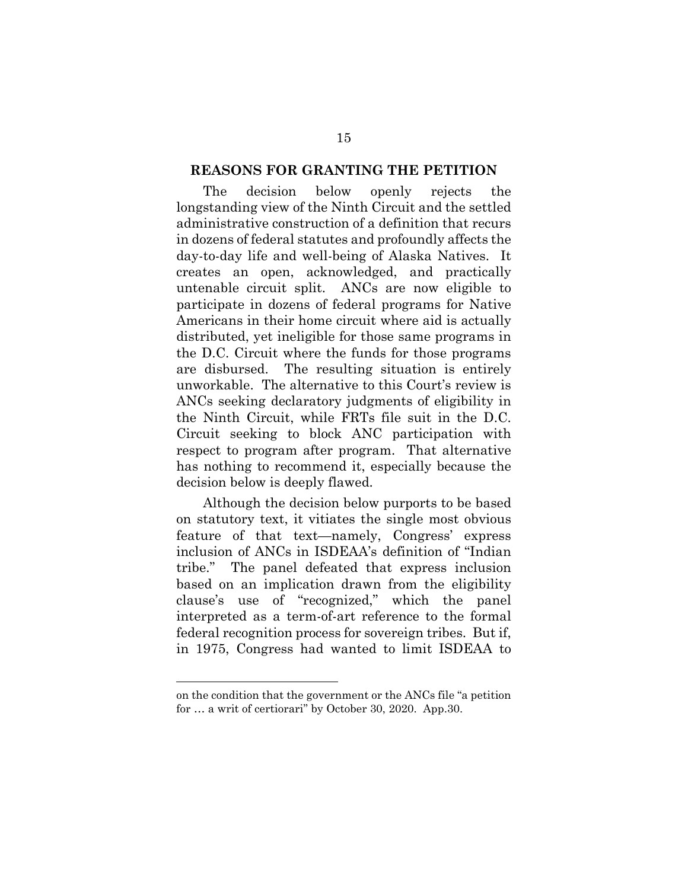## REASONS FOR GRANTING THE PETITION

The decision below openly rejects the longstanding view of the Ninth Circuit and the settled administrative construction of a definition that recurs in dozens of federal statutes and profoundly affects the day-to-day life and well-being of Alaska Natives. It creates an open, acknowledged, and practically untenable circuit split. ANCs are now eligible to participate in dozens of federal programs for Native Americans in their home circuit where aid is actually distributed, yet ineligible for those same programs in the D.C. Circuit where the funds for those programs are disbursed. The resulting situation is entirely unworkable. The alternative to this Court's review is ANCs seeking declaratory judgments of eligibility in the Ninth Circuit, while FRTs file suit in the D.C. Circuit seeking to block ANC participation with respect to program after program. That alternative has nothing to recommend it, especially because the decision below is deeply flawed.

Although the decision below purports to be based on statutory text, it vitiates the single most obvious feature of that text—namely, Congress' express inclusion of ANCs in ISDEAA's definition of "Indian tribe." The panel defeated that express inclusion based on an implication drawn from the eligibility clause's use of "recognized," which the panel interpreted as a term-of-art reference to the formal federal recognition process for sovereign tribes. But if, in 1975, Congress had wanted to limit ISDEAA to

on the condition that the government or the ANCs file "a petition for … a writ of certiorari" by October 30, 2020. App.30.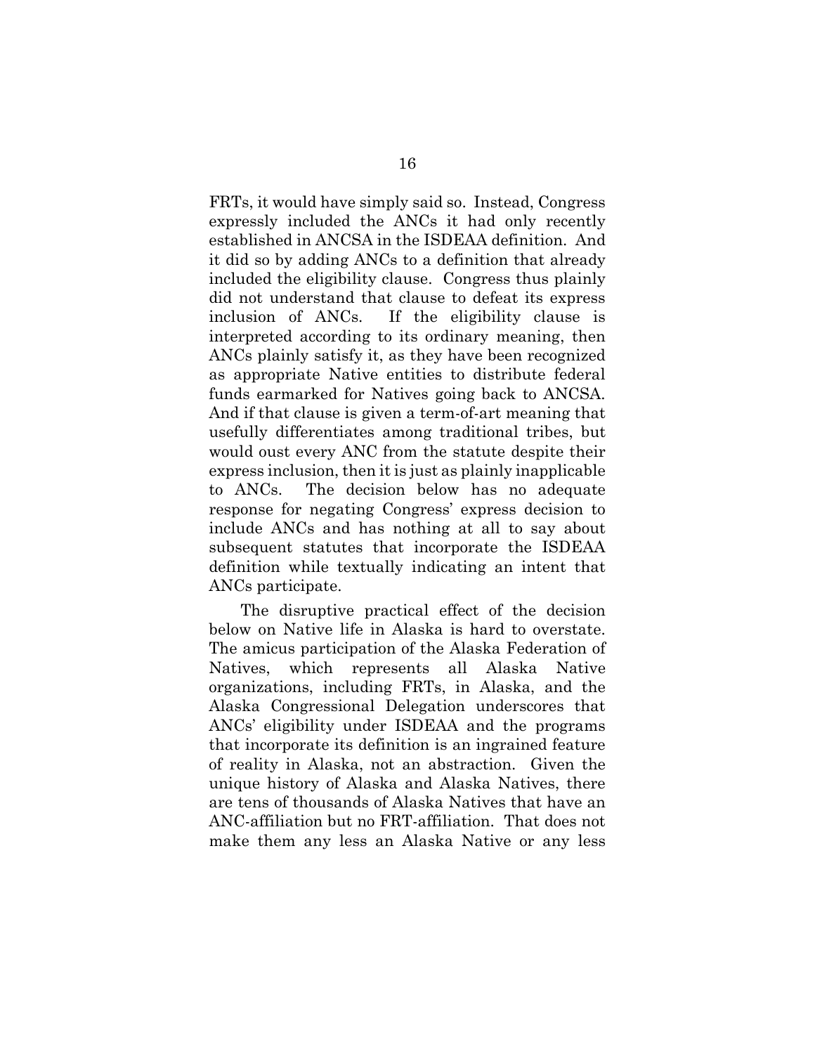FRTs, it would have simply said so. Instead, Congress expressly included the ANCs it had only recently established in ANCSA in the ISDEAA definition. And it did so by adding ANCs to a definition that already included the eligibility clause. Congress thus plainly did not understand that clause to defeat its express inclusion of ANCs. If the eligibility clause is interpreted according to its ordinary meaning, then ANCs plainly satisfy it, as they have been recognized as appropriate Native entities to distribute federal funds earmarked for Natives going back to ANCSA. And if that clause is given a term-of-art meaning that usefully differentiates among traditional tribes, but would oust every ANC from the statute despite their express inclusion, then it is just as plainly inapplicable to ANCs. The decision below has no adequate response for negating Congress' express decision to include ANCs and has nothing at all to say about subsequent statutes that incorporate the ISDEAA definition while textually indicating an intent that ANCs participate.

The disruptive practical effect of the decision below on Native life in Alaska is hard to overstate. The amicus participation of the Alaska Federation of Natives, which represents all Alaska Native organizations, including FRTs, in Alaska, and the Alaska Congressional Delegation underscores that ANCs' eligibility under ISDEAA and the programs that incorporate its definition is an ingrained feature of reality in Alaska, not an abstraction. Given the unique history of Alaska and Alaska Natives, there are tens of thousands of Alaska Natives that have an ANC-affiliation but no FRT-affiliation. That does not make them any less an Alaska Native or any less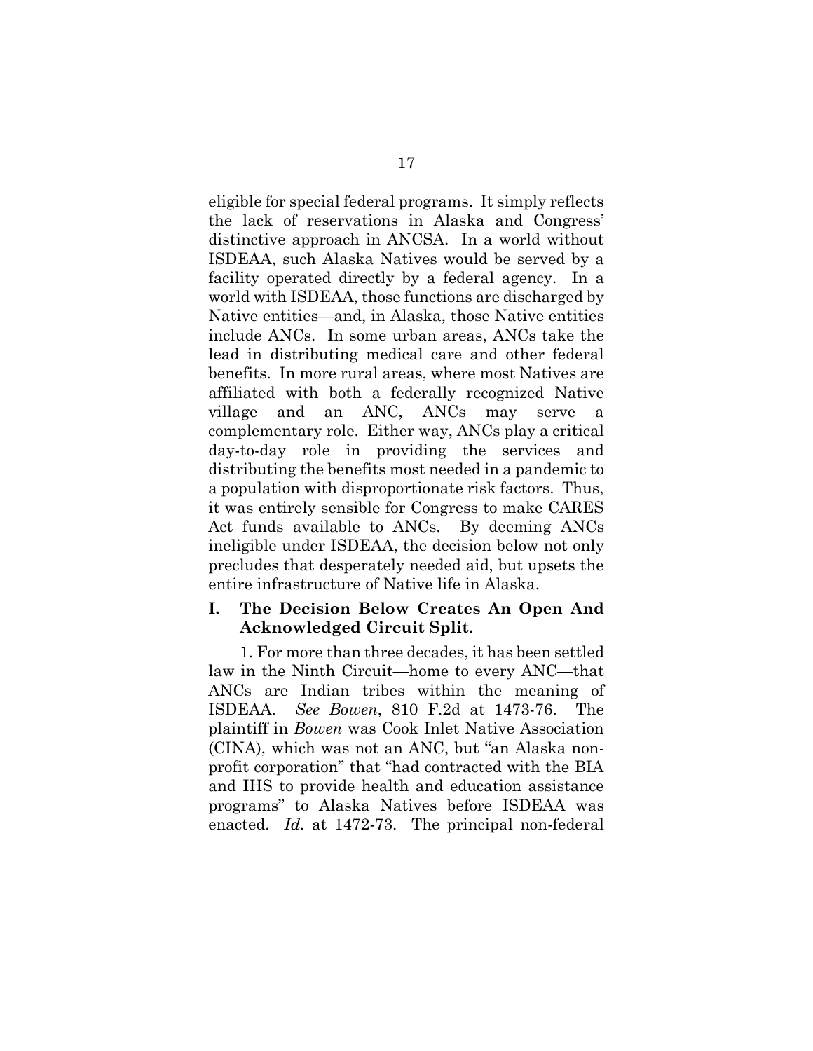eligible for special federal programs. It simply reflects the lack of reservations in Alaska and Congress' distinctive approach in ANCSA. In a world without ISDEAA, such Alaska Natives would be served by a facility operated directly by a federal agency. In a world with ISDEAA, those functions are discharged by Native entities—and, in Alaska, those Native entities include ANCs. In some urban areas, ANCs take the lead in distributing medical care and other federal benefits. In more rural areas, where most Natives are affiliated with both a federally recognized Native village and an ANC, ANCs may serve a complementary role. Either way, ANCs play a critical day-to-day role in providing the services and distributing the benefits most needed in a pandemic to a population with disproportionate risk factors. Thus, it was entirely sensible for Congress to make CARES Act funds available to ANCs. By deeming ANCs ineligible under ISDEAA, the decision below not only precludes that desperately needed aid, but upsets the entire infrastructure of Native life in Alaska.

## I. The Decision Below Creates An Open And Acknowledged Circuit Split.

1. For more than three decades, it has been settled law in the Ninth Circuit—home to every ANC—that ANCs are Indian tribes within the meaning of ISDEAA. *See Bowen*, 810 F.2d at 1473-76. The plaintiff in *Bowen* was Cook Inlet Native Association (CINA), which was not an ANC, but "an Alaska non-profit corporation" that "had contracted with the BIA and IHS to provide health and education assistance programs" to Alaska Natives before ISDEAA was enacted. *Id.* at 1472-73. The principal non-federal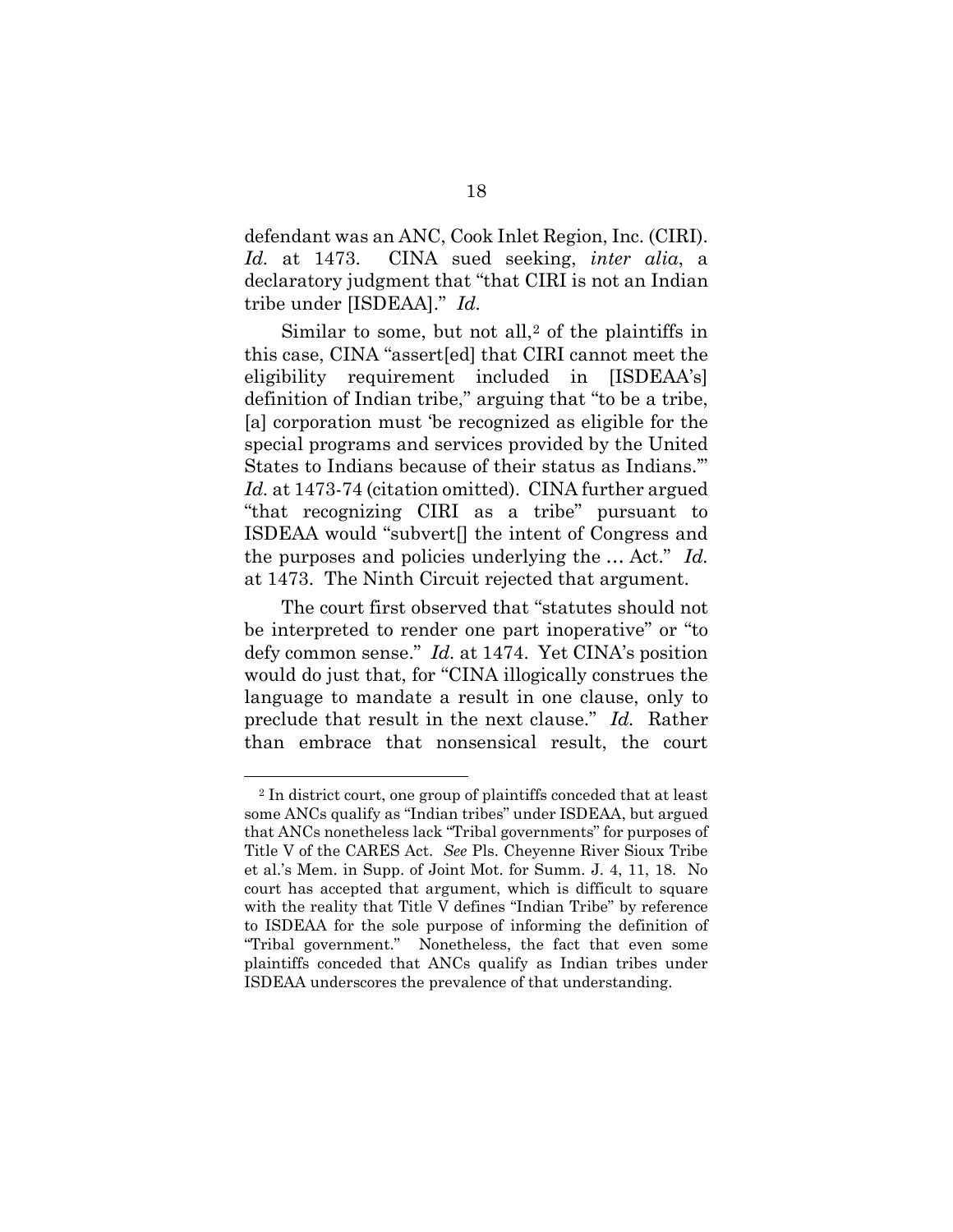defendant was an ANC, Cook Inlet Region, Inc. (CIRI). *Id.* at 1473. CINA sued seeking, *inter alia*, a declaratory judgment that "that CIRI is not an Indian tribe under [ISDEAA]." *Id.*

Similar to some, but not all,[2] of the plaintiffs in this case, CINA "assert[ed] that CIRI cannot meet the eligibility requirement included in [ISDEAA's] definition of Indian tribe," arguing that "to be a tribe, [a] corporation must 'be recognized as eligible for the special programs and services provided by the United States to Indians because of their status as Indians.'" *Id.* at 1473-74 (citation omitted). CINA further argued "that recognizing CIRI as a tribe" pursuant to ISDEAA would "subvert[] the intent of Congress and the purposes and policies underlying the … Act." *Id.* at 1473. The Ninth Circuit rejected that argument.

The court first observed that "statutes should not be interpreted to render one part inoperative" or "to defy common sense." *Id.* at 1474. Yet CINA's position would do just that, for "CINA illogically construes the language to mandate a result in one clause, only to preclude that result in the next clause." *Id.* Rather than embrace that nonsensical result, the court

---

[2] In district court, one group of plaintiffs conceded that at least some ANCs qualify as "Indian tribes" under ISDEAA, but argued that ANCs nonetheless lack "Tribal governments" for purposes of Title V of the CARES Act. *See* Pls. Cheyenne River Sioux Tribe et al.'s Mem. in Supp. of Joint Mot. for Summ. J. 4, 11, 18. No court has accepted that argument, which is difficult to square with the reality that Title V defines "Indian Tribe" by reference to ISDEAA for the sole purpose of informing the definition of "Tribal government." Nonetheless, the fact that even some plaintiffs conceded that ANCs qualify as Indian tribes under ISDEAA underscores the prevalence of that understanding.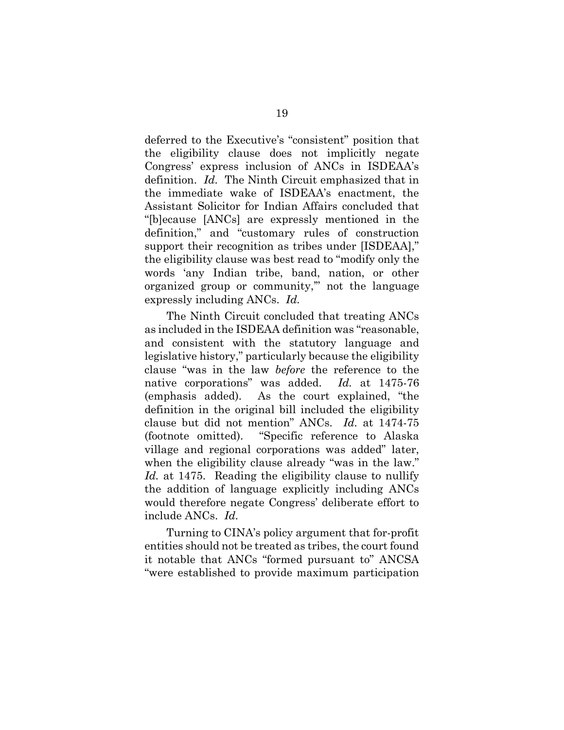deferred to the Executive's "consistent" position that the eligibility clause does not implicitly negate Congress' express inclusion of ANCs in ISDEAA's definition. *Id.* The Ninth Circuit emphasized that in the immediate wake of ISDEAA's enactment, the Assistant Solicitor for Indian Affairs concluded that "[b]ecause [ANCs] are expressly mentioned in the definition," and "customary rules of construction support their recognition as tribes under [ISDEAA]," the eligibility clause was best read to "modify only the words 'any Indian tribe, band, nation, or other organized group or community,'" not the language expressly including ANCs. *Id.*

The Ninth Circuit concluded that treating ANCs as included in the ISDEAA definition was "reasonable, and consistent with the statutory language and legislative history," particularly because the eligibility clause "was in the law *before* the reference to the native corporations" was added. *Id.* at 1475-76 (emphasis added). As the court explained, "the definition in the original bill included the eligibility clause but did not mention" ANCs. *Id.* at 1474-75 (footnote omitted). "Specific reference to Alaska village and regional corporations was added" later, when the eligibility clause already "was in the law." *Id.* at 1475. Reading the eligibility clause to nullify the addition of language explicitly including ANCs would therefore negate Congress' deliberate effort to include ANCs. *Id.*

Turning to CINA's policy argument that for-profit entities should not be treated as tribes, the court found it notable that ANCs "formed pursuant to" ANCSA "were established to provide maximum participation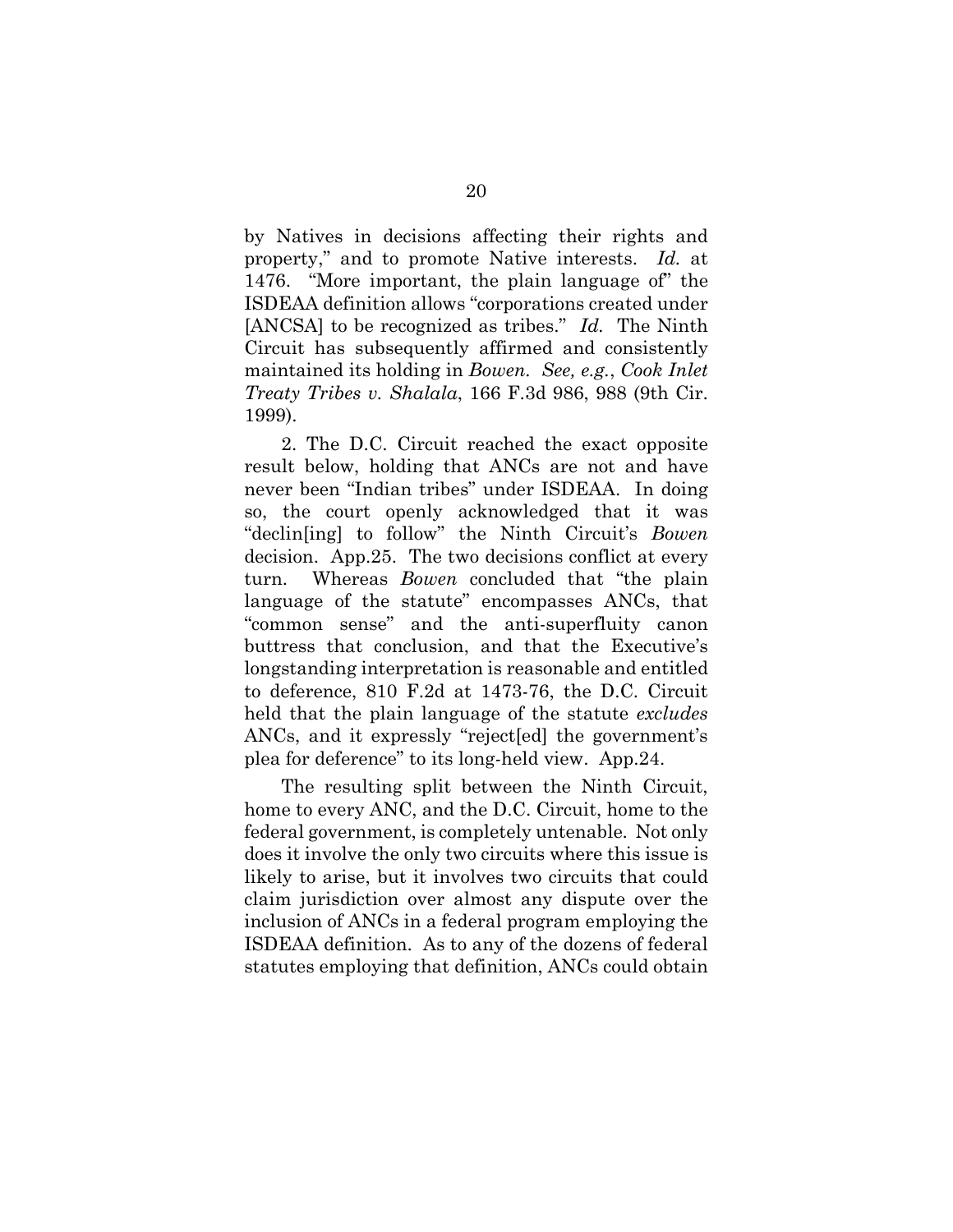by Natives in decisions affecting their rights and property," and to promote Native interests. *Id.* at 1476. "More important, the plain language of" the ISDEAA definition allows "corporations created under [ANCSA] to be recognized as tribes." *Id.* The Ninth Circuit has subsequently affirmed and consistently maintained its holding in *Bowen*. *See, e.g.*, *Cook Inlet Treaty Tribes v. Shalala*, 166 F.3d 986, 988 (9th Cir. 1999).

2. The D.C. Circuit reached the exact opposite result below, holding that ANCs are not and have never been "Indian tribes" under ISDEAA. In doing so, the court openly acknowledged that it was "declin[ing] to follow" the Ninth Circuit's *Bowen* decision. App.25. The two decisions conflict at every turn. Whereas *Bowen* concluded that "the plain language of the statute" encompasses ANCs, that "common sense" and the anti-superfluity canon buttress that conclusion, and that the Executive's longstanding interpretation is reasonable and entitled to deference, 810 F.2d at 1473-76, the D.C. Circuit held that the plain language of the statute *excludes* ANCs, and it expressly "reject[ed] the government's plea for deference" to its long-held view. App.24.

The resulting split between the Ninth Circuit, home to every ANC, and the D.C. Circuit, home to the federal government, is completely untenable. Not only does it involve the only two circuits where this issue is likely to arise, but it involves two circuits that could claim jurisdiction over almost any dispute over the inclusion of ANCs in a federal program employing the ISDEAA definition. As to any of the dozens of federal statutes employing that definition, ANCs could obtain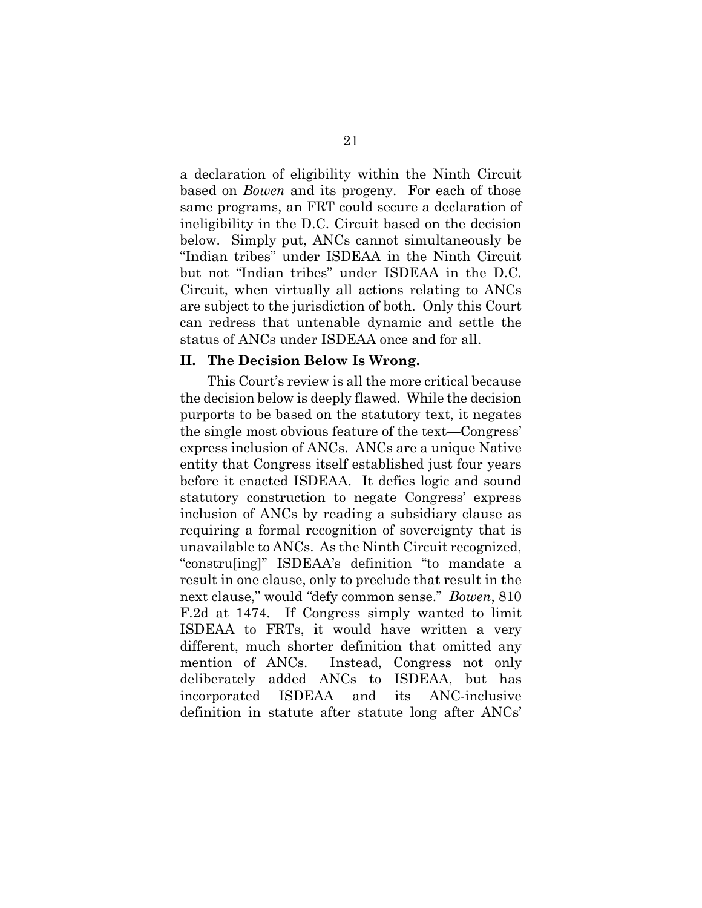a declaration of eligibility within the Ninth Circuit based on *Bowen* and its progeny. For each of those same programs, an FRT could secure a declaration of ineligibility in the D.C. Circuit based on the decision below. Simply put, ANCs cannot simultaneously be "Indian tribes" under ISDEAA in the Ninth Circuit but not "Indian tribes" under ISDEAA in the D.C. Circuit, when virtually all actions relating to ANCs are subject to the jurisdiction of both. Only this Court can redress that untenable dynamic and settle the status of ANCs under ISDEAA once and for all.

## II. The Decision Below Is Wrong.

This Court's review is all the more critical because the decision below is deeply flawed. While the decision purports to be based on the statutory text, it negates the single most obvious feature of the text—Congress' express inclusion of ANCs. ANCs are a unique Native entity that Congress itself established just four years before it enacted ISDEAA. It defies logic and sound statutory construction to negate Congress' express inclusion of ANCs by reading a subsidiary clause as requiring a formal recognition of sovereignty that is unavailable to ANCs. As the Ninth Circuit recognized, "constru[ing]" ISDEAA's definition "to mandate a result in one clause, only to preclude that result in the next clause," would "defy common sense." *Bowen*, 810 F.2d at 1474. If Congress simply wanted to limit ISDEAA to FRTs, it would have written a very different, much shorter definition that omitted any mention of ANCs. Instead, Congress not only deliberately added ANCs to ISDEAA, but has incorporated ISDEAA and its ANC-inclusive definition in statute after statute long after ANCs'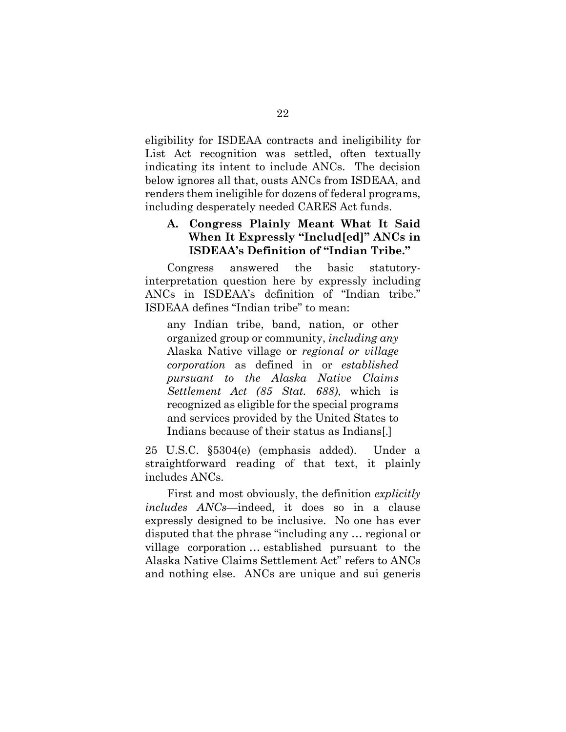eligibility for ISDEAA contracts and ineligibility for List Act recognition was settled, often textually indicating its intent to include ANCs. The decision below ignores all that, ousts ANCs from ISDEAA, and renders them ineligible for dozens of federal programs, including desperately needed CARES Act funds.

### A. Congress Plainly Meant What It Said When It Expressly "Includ[ed]" ANCs in ISDEAA's Definition of "Indian Tribe."

Congress answered the basic statutory-interpretation question here by expressly including ANCs in ISDEAA's definition of "Indian tribe." ISDEAA defines "Indian tribe" to mean:

> any Indian tribe, band, nation, or other organized group or community, *including any* Alaska Native village or *regional or village corporation* as defined in or *established pursuant to the Alaska Native Claims Settlement Act (85 Stat. 688)*, which is recognized as eligible for the special programs and services provided by the United States to Indians because of their status as Indians[.]

25 U.S.C. §5304(e) (emphasis added). Under a straightforward reading of that text, it plainly includes ANCs.

First and most obviously, the definition *explicitly includes ANCs*—indeed, it does so in a clause expressly designed to be inclusive. No one has ever disputed that the phrase "including any … regional or village corporation … established pursuant to the Alaska Native Claims Settlement Act" refers to ANCs and nothing else. ANCs are unique and sui generis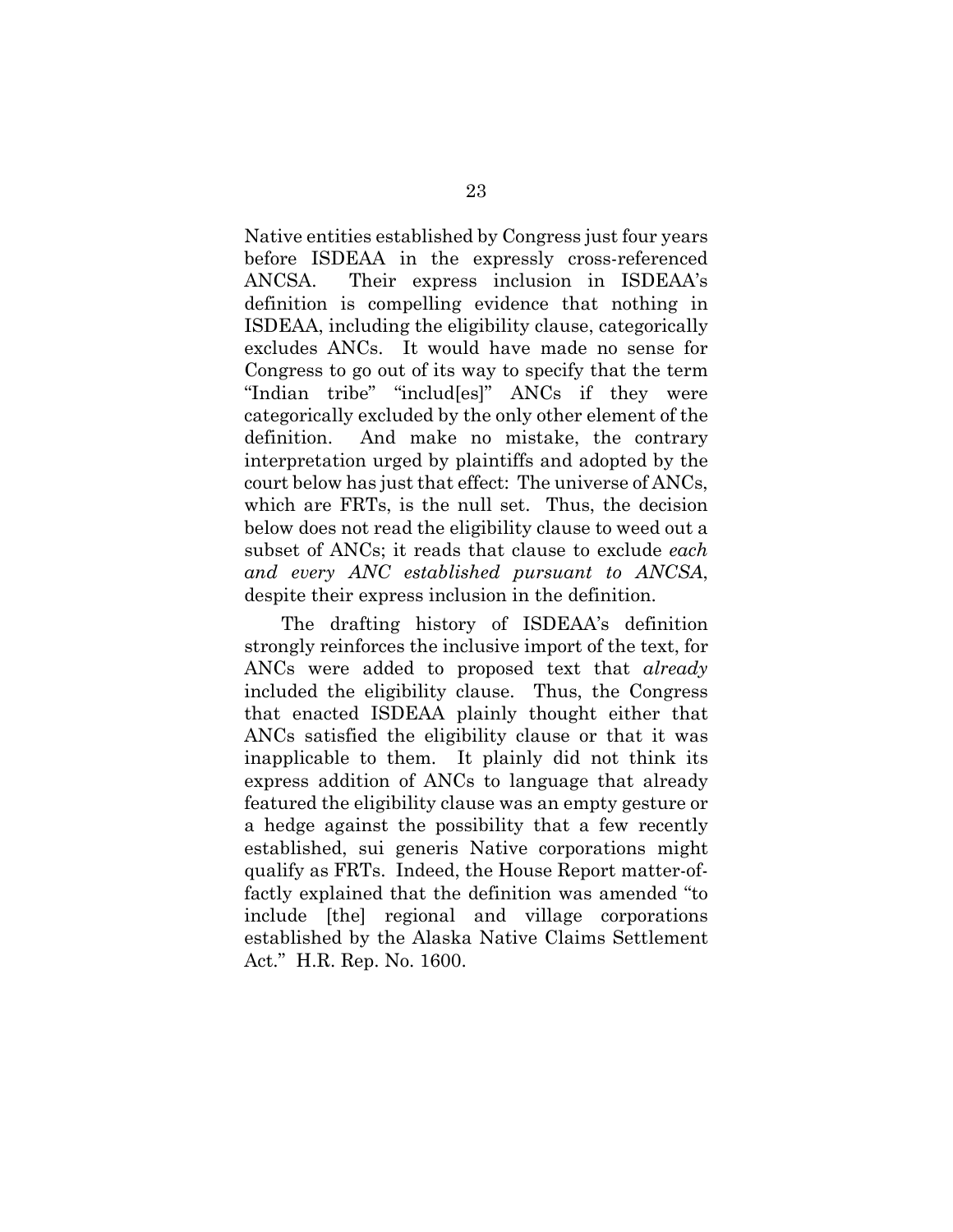Native entities established by Congress just four years before ISDEAA in the expressly cross-referenced ANCSA. Their express inclusion in ISDEAA's definition is compelling evidence that nothing in ISDEAA, including the eligibility clause, categorically excludes ANCs. It would have made no sense for Congress to go out of its way to specify that the term "Indian tribe" "includ[es]" ANCs if they were categorically excluded by the only other element of the definition. And make no mistake, the contrary interpretation urged by plaintiffs and adopted by the court below has just that effect: The universe of ANCs, which are FRTs, is the null set. Thus, the decision below does not read the eligibility clause to weed out a subset of ANCs; it reads that clause to exclude *each and every ANC established pursuant to ANCSA*, despite their express inclusion in the definition.

The drafting history of ISDEAA's definition strongly reinforces the inclusive import of the text, for ANCs were added to proposed text that *already* included the eligibility clause. Thus, the Congress that enacted ISDEAA plainly thought either that ANCs satisfied the eligibility clause or that it was inapplicable to them. It plainly did not think its express addition of ANCs to language that already featured the eligibility clause was an empty gesture or a hedge against the possibility that a few recently established, sui generis Native corporations might qualify as FRTs. Indeed, the House Report matter-of-factly explained that the definition was amended "to include [the] regional and village corporations established by the Alaska Native Claims Settlement Act." H.R. Rep. No. 1600.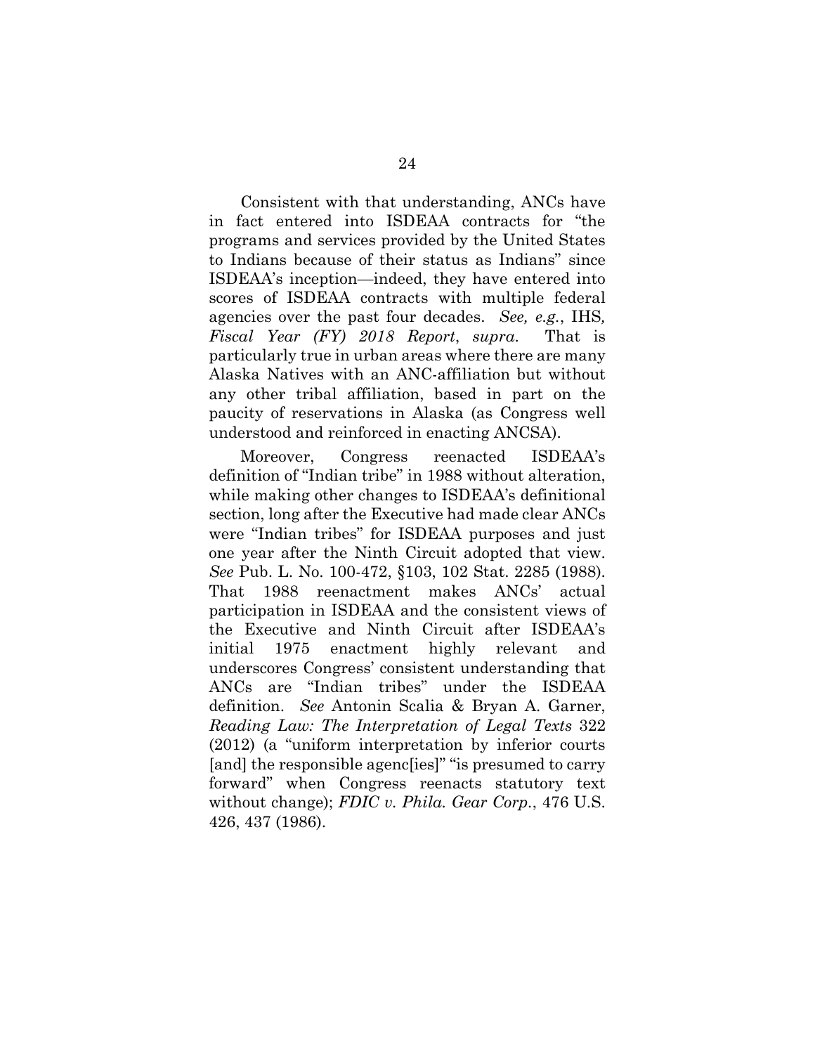Consistent with that understanding, ANCs have in fact entered into ISDEAA contracts for "the programs and services provided by the United States to Indians because of their status as Indians" since ISDEAA's inception—indeed, they have entered into scores of ISDEAA contracts with multiple federal agencies over the past four decades. *See, e.g.*, IHS*, Fiscal Year (FY) 2018 Report*, *supra*. That is particularly true in urban areas where there are many Alaska Natives with an ANC-affiliation but without any other tribal affiliation, based in part on the paucity of reservations in Alaska (as Congress well understood and reinforced in enacting ANCSA).

Moreover, Congress reenacted ISDEAA's definition of "Indian tribe" in 1988 without alteration, while making other changes to ISDEAA's definitional section, long after the Executive had made clear ANCs were "Indian tribes" for ISDEAA purposes and just one year after the Ninth Circuit adopted that view. *See* Pub. L. No. 100-472, §103, 102 Stat. 2285 (1988). That 1988 reenactment makes ANCs' actual participation in ISDEAA and the consistent views of the Executive and Ninth Circuit after ISDEAA's initial 1975 enactment highly relevant and underscores Congress' consistent understanding that ANCs are "Indian tribes" under the ISDEAA definition. *See* Antonin Scalia & Bryan A. Garner, *Reading Law: The Interpretation of Legal Texts* 322 (2012) (a "uniform interpretation by inferior courts [and] the responsible agenc[ies]" "is presumed to carry forward" when Congress reenacts statutory text without change); *FDIC v. Phila. Gear Corp.*, 476 U.S. 426, 437 (1986).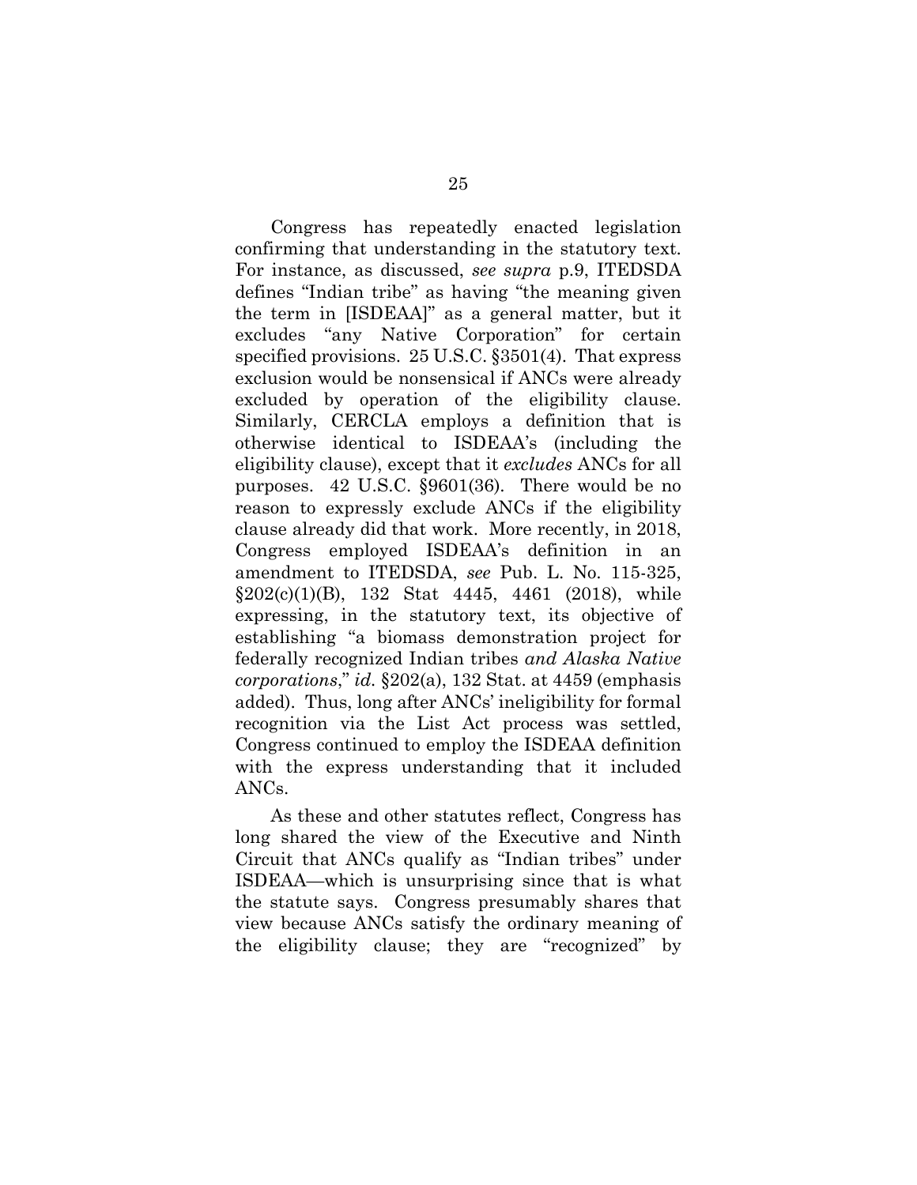Congress has repeatedly enacted legislation confirming that understanding in the statutory text. For instance, as discussed, *see supra* p.9, ITEDSDA defines "Indian tribe" as having "the meaning given the term in [ISDEAA]" as a general matter, but it excludes "any Native Corporation" for certain specified provisions. 25 U.S.C. §3501(4). That express exclusion would be nonsensical if ANCs were already excluded by operation of the eligibility clause. Similarly, CERCLA employs a definition that is otherwise identical to ISDEAA's (including the eligibility clause), except that it *excludes* ANCs for all purposes. 42 U.S.C. §9601(36). There would be no reason to expressly exclude ANCs if the eligibility clause already did that work. More recently, in 2018, Congress employed ISDEAA's definition in an amendment to ITEDSDA, *see* Pub. L. No. 115-325, §202(c)(1)(B), 132 Stat 4445, 4461 (2018), while expressing, in the statutory text, its objective of establishing "a biomass demonstration project for federally recognized Indian tribes *and Alaska Native corporations*," *id.* §202(a), 132 Stat. at 4459 (emphasis added). Thus, long after ANCs' ineligibility for formal recognition via the List Act process was settled, Congress continued to employ the ISDEAA definition with the express understanding that it included ANCs.

As these and other statutes reflect, Congress has long shared the view of the Executive and Ninth Circuit that ANCs qualify as "Indian tribes" under ISDEAA—which is unsurprising since that is what the statute says. Congress presumably shares that view because ANCs satisfy the ordinary meaning of the eligibility clause; they are "recognized" by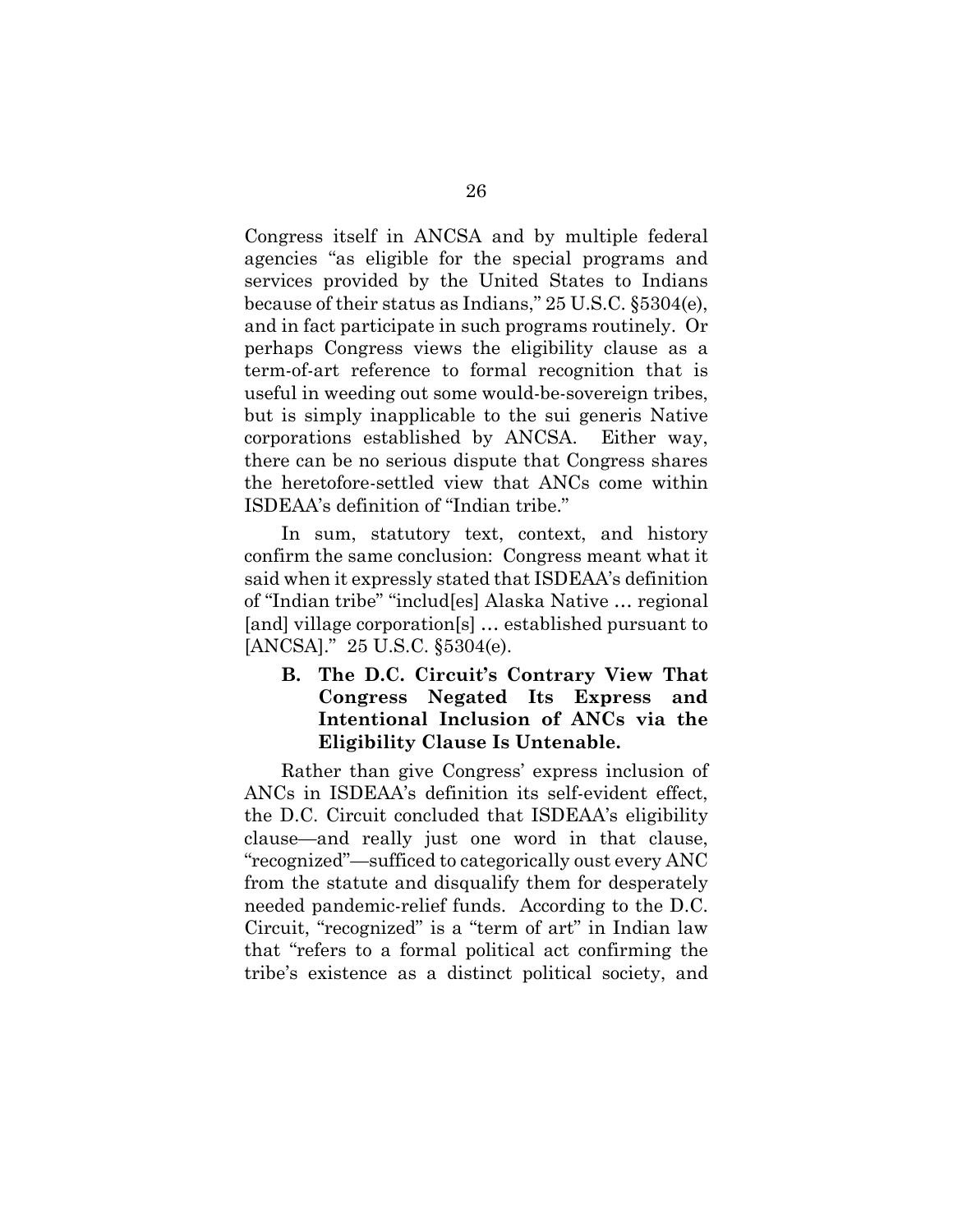Congress itself in ANCSA and by multiple federal agencies "as eligible for the special programs and services provided by the United States to Indians because of their status as Indians," 25 U.S.C. §5304(e), and in fact participate in such programs routinely. Or perhaps Congress views the eligibility clause as a term-of-art reference to formal recognition that is useful in weeding out some would-be-sovereign tribes, but is simply inapplicable to the sui generis Native corporations established by ANCSA. Either way, there can be no serious dispute that Congress shares the heretofore-settled view that ANCs come within ISDEAA's definition of "Indian tribe."

In sum, statutory text, context, and history confirm the same conclusion: Congress meant what it said when it expressly stated that ISDEAA's definition of "Indian tribe" "includ[es] Alaska Native … regional [and] village corporation[s] … established pursuant to [ANCSA]." 25 U.S.C. §5304(e).

### B. The D.C. Circuit's Contrary View That Congress Negated Its Express and Intentional Inclusion of ANCs via the Eligibility Clause Is Untenable.

Rather than give Congress' express inclusion of ANCs in ISDEAA's definition its self-evident effect, the D.C. Circuit concluded that ISDEAA's eligibility clause—and really just one word in that clause, "recognized"—sufficed to categorically oust every ANC from the statute and disqualify them for desperately needed pandemic-relief funds. According to the D.C. Circuit, "recognized" is a "term of art" in Indian law that "refers to a formal political act confirming the tribe's existence as a distinct political society, and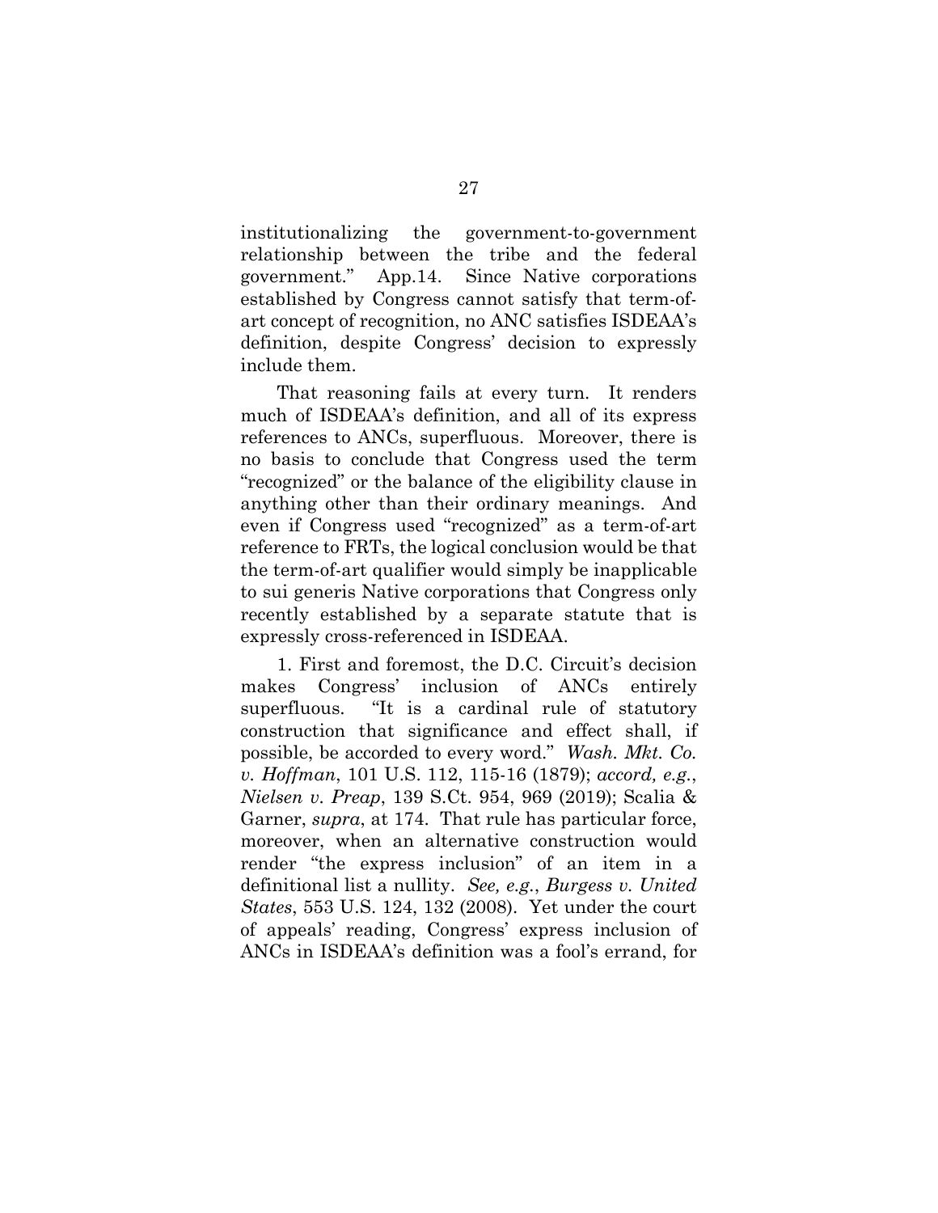institutionalizing the government-to-government relationship between the tribe and the federal government." App.14. Since Native corporations established by Congress cannot satisfy that term-of-art concept of recognition, no ANC satisfies ISDEAA's definition, despite Congress' decision to expressly include them.

That reasoning fails at every turn. It renders much of ISDEAA's definition, and all of its express references to ANCs, superfluous. Moreover, there is no basis to conclude that Congress used the term "recognized" or the balance of the eligibility clause in anything other than their ordinary meanings. And even if Congress used "recognized" as a term-of-art reference to FRTs, the logical conclusion would be that the term-of-art qualifier would simply be inapplicable to sui generis Native corporations that Congress only recently established by a separate statute that is expressly cross-referenced in ISDEAA.

1. First and foremost, the D.C. Circuit's decision makes Congress' inclusion of ANCs entirely superfluous. "It is a cardinal rule of statutory construction that significance and effect shall, if possible, be accorded to every word." *Wash. Mkt. Co. v. Hoffman*, 101 U.S. 112, 115-16 (1879); *accord, e.g.*, *Nielsen v. Preap*, 139 S.Ct. 954, 969 (2019); Scalia & Garner, *supra*, at 174. That rule has particular force, moreover, when an alternative construction would render "the express inclusion" of an item in a definitional list a nullity. *See, e.g.*, *Burgess v. United States*, 553 U.S. 124, 132 (2008). Yet under the court of appeals' reading, Congress' express inclusion of ANCs in ISDEAA's definition was a fool's errand, for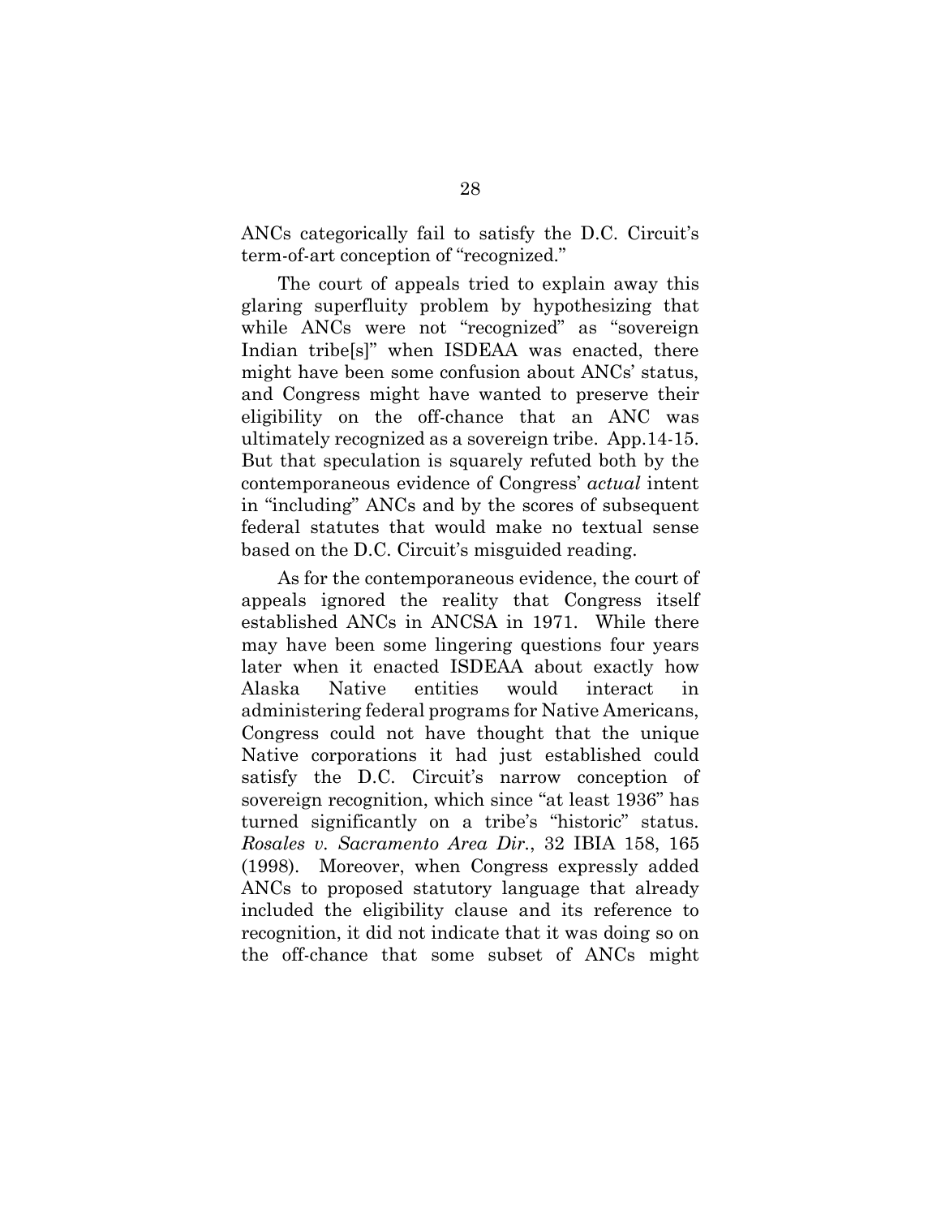ANCs categorically fail to satisfy the D.C. Circuit's term-of-art conception of "recognized."

The court of appeals tried to explain away this glaring superfluity problem by hypothesizing that while ANCs were not "recognized" as "sovereign Indian tribe[s]" when ISDEAA was enacted, there might have been some confusion about ANCs' status, and Congress might have wanted to preserve their eligibility on the off-chance that an ANC was ultimately recognized as a sovereign tribe. App.14-15. But that speculation is squarely refuted both by the contemporaneous evidence of Congress' *actual* intent in "including" ANCs and by the scores of subsequent federal statutes that would make no textual sense based on the D.C. Circuit's misguided reading.

As for the contemporaneous evidence, the court of appeals ignored the reality that Congress itself established ANCs in ANCSA in 1971. While there may have been some lingering questions four years later when it enacted ISDEAA about exactly how Alaska Native entities would interact in administering federal programs for Native Americans, Congress could not have thought that the unique Native corporations it had just established could satisfy the D.C. Circuit's narrow conception of sovereign recognition, which since "at least 1936" has turned significantly on a tribe's "historic" status. *Rosales v. Sacramento Area Dir.*, 32 IBIA 158, 165 (1998). Moreover, when Congress expressly added ANCs to proposed statutory language that already included the eligibility clause and its reference to recognition, it did not indicate that it was doing so on the off-chance that some subset of ANCs might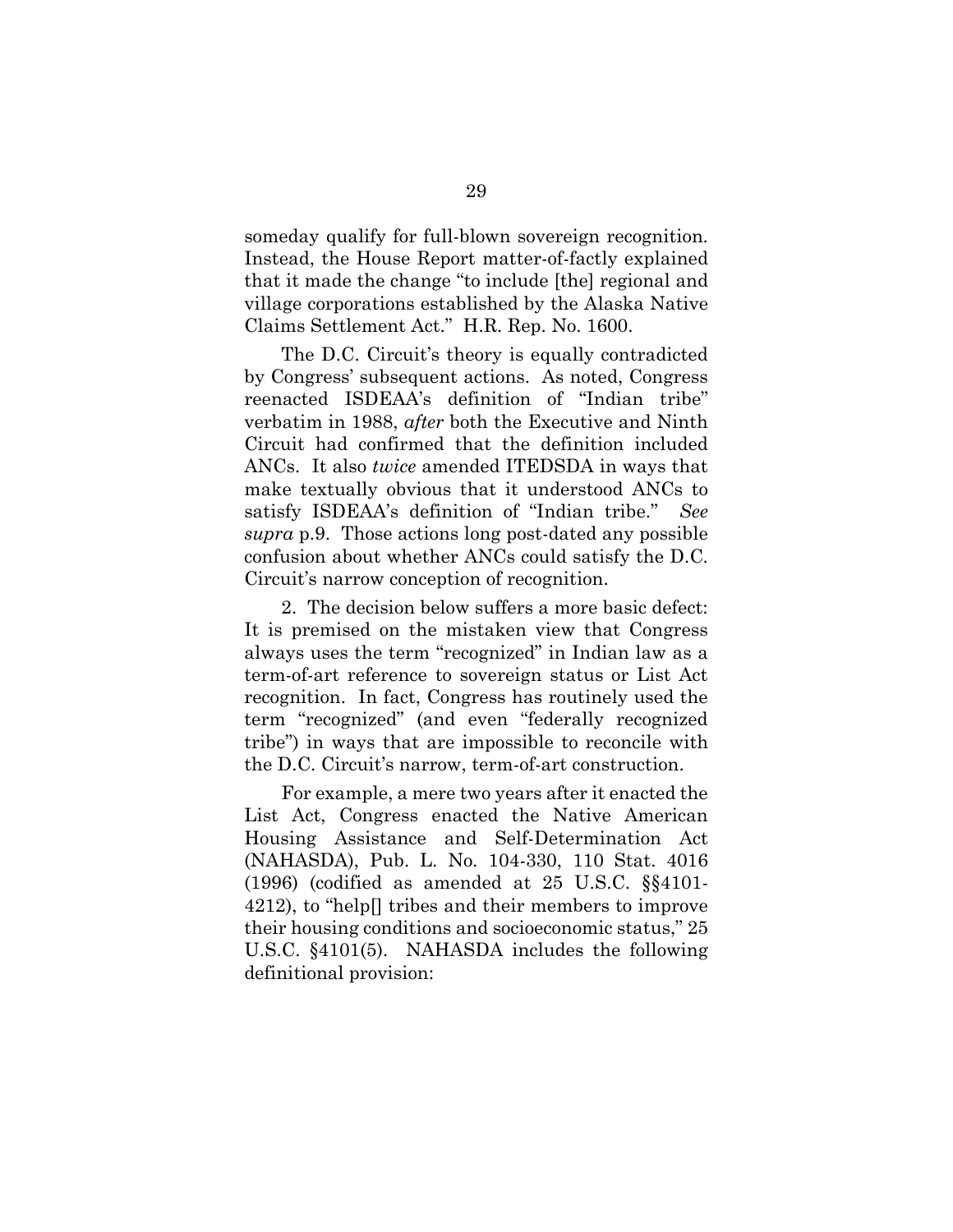someday qualify for full-blown sovereign recognition. Instead, the House Report matter-of-factly explained that it made the change "to include [the] regional and village corporations established by the Alaska Native Claims Settlement Act." H.R. Rep. No. 1600.

The D.C. Circuit's theory is equally contradicted by Congress' subsequent actions. As noted, Congress reenacted ISDEAA's definition of "Indian tribe" verbatim in 1988, *after* both the Executive and Ninth Circuit had confirmed that the definition included ANCs. It also *twice* amended ITEDSDA in ways that make textually obvious that it understood ANCs to satisfy ISDEAA's definition of "Indian tribe." *See supra* p.9. Those actions long post-dated any possible confusion about whether ANCs could satisfy the D.C. Circuit's narrow conception of recognition.

2. The decision below suffers a more basic defect: It is premised on the mistaken view that Congress always uses the term "recognized" in Indian law as a term-of-art reference to sovereign status or List Act recognition. In fact, Congress has routinely used the term "recognized" (and even "federally recognized tribe") in ways that are impossible to reconcile with the D.C. Circuit's narrow, term-of-art construction.

For example, a mere two years after it enacted the List Act, Congress enacted the Native American Housing Assistance and Self-Determination Act (NAHASDA), Pub. L. No. 104-330, 110 Stat. 4016 (1996) (codified as amended at 25 U.S.C. §§4101-4212), to "help[] tribes and their members to improve their housing conditions and socioeconomic status," 25 U.S.C. §4101(5). NAHASDA includes the following definitional provision: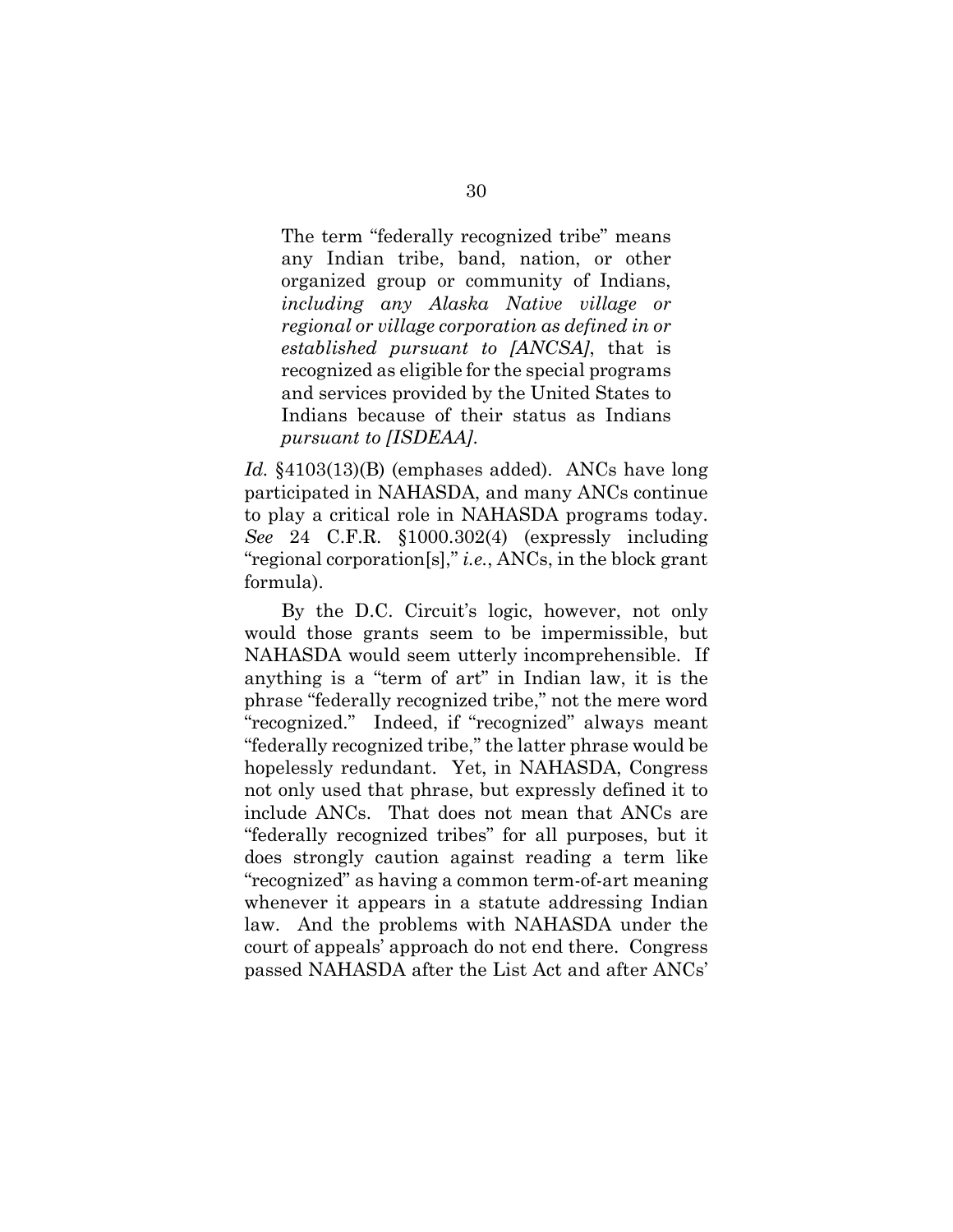> The term "federally recognized tribe" means any Indian tribe, band, nation, or other organized group or community of Indians, *including any Alaska Native village or regional or village corporation as defined in or established pursuant to [ANCSA]*, that is recognized as eligible for the special programs and services provided by the United States to Indians because of their status as Indians *pursuant to [ISDEAA]*.

*Id.* §4103(13)(B) (emphases added). ANCs have long participated in NAHASDA, and many ANCs continue to play a critical role in NAHASDA programs today. *See* 24 C.F.R. §1000.302(4) (expressly including "regional corporation[s]," *i.e.*, ANCs, in the block grant formula).

By the D.C. Circuit's logic, however, not only would those grants seem to be impermissible, but NAHASDA would seem utterly incomprehensible. If anything is a "term of art" in Indian law, it is the phrase "federally recognized tribe," not the mere word "recognized." Indeed, if "recognized" always meant "federally recognized tribe," the latter phrase would be hopelessly redundant. Yet, in NAHASDA, Congress not only used that phrase, but expressly defined it to include ANCs. That does not mean that ANCs are "federally recognized tribes" for all purposes, but it does strongly caution against reading a term like "recognized" as having a common term-of-art meaning whenever it appears in a statute addressing Indian law. And the problems with NAHASDA under the court of appeals' approach do not end there. Congress passed NAHASDA after the List Act and after ANCs'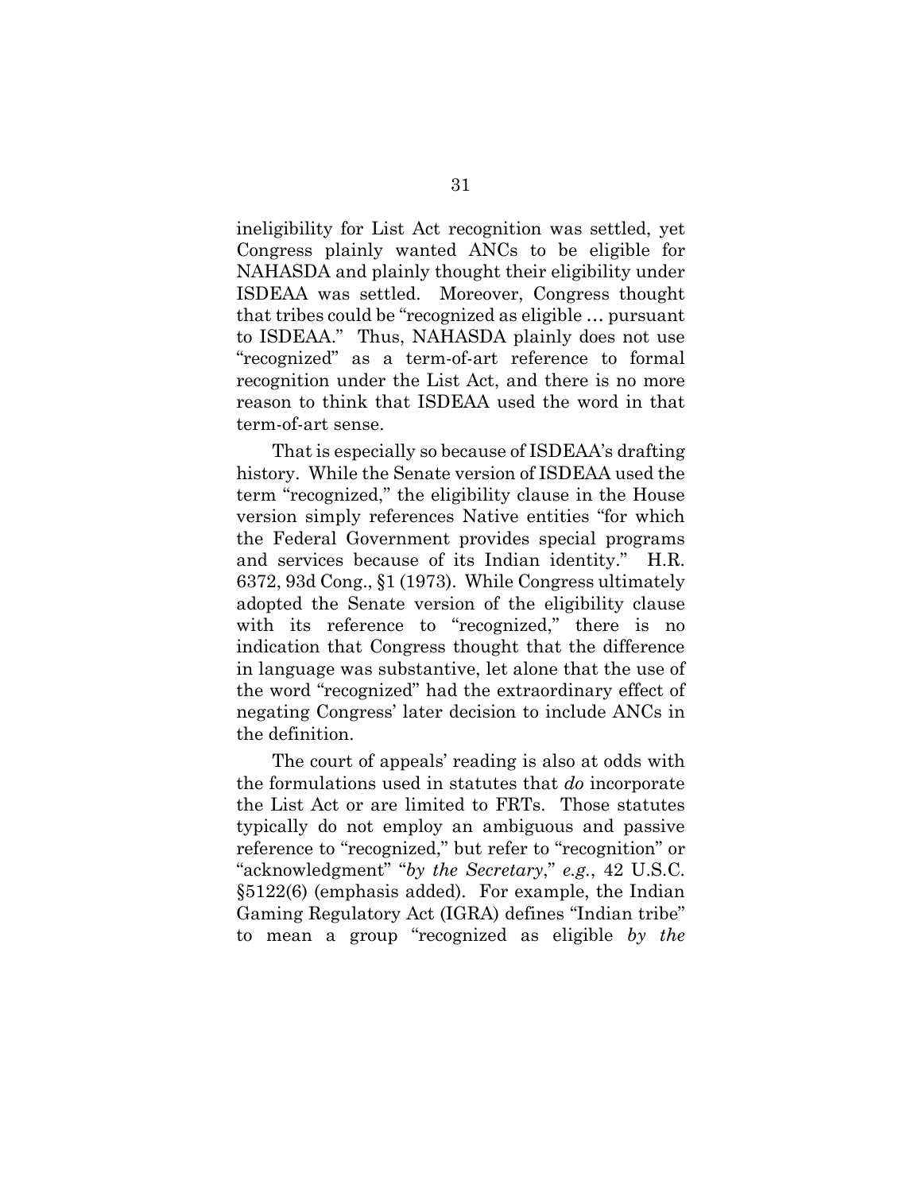ineligibility for List Act recognition was settled, yet Congress plainly wanted ANCs to be eligible for NAHASDA and plainly thought their eligibility under ISDEAA was settled. Moreover, Congress thought that tribes could be "recognized as eligible … pursuant to ISDEAA." Thus, NAHASDA plainly does not use "recognized" as a term-of-art reference to formal recognition under the List Act, and there is no more reason to think that ISDEAA used the word in that term-of-art sense.

That is especially so because of ISDEAA's drafting history. While the Senate version of ISDEAA used the term "recognized," the eligibility clause in the House version simply references Native entities "for which the Federal Government provides special programs and services because of its Indian identity." H.R. 6372, 93d Cong., §1 (1973). While Congress ultimately adopted the Senate version of the eligibility clause with its reference to "recognized," there is no indication that Congress thought that the difference in language was substantive, let alone that the use of the word "recognized" had the extraordinary effect of negating Congress' later decision to include ANCs in the definition.

The court of appeals' reading is also at odds with the formulations used in statutes that *do* incorporate the List Act or are limited to FRTs. Those statutes typically do not employ an ambiguous and passive reference to "recognized," but refer to "recognition" or "acknowledgment" "*by the Secretary*," *e.g.*, 42 U.S.C. §5122(6) (emphasis added). For example, the Indian Gaming Regulatory Act (IGRA) defines "Indian tribe" to mean a group "recognized as eligible *by the*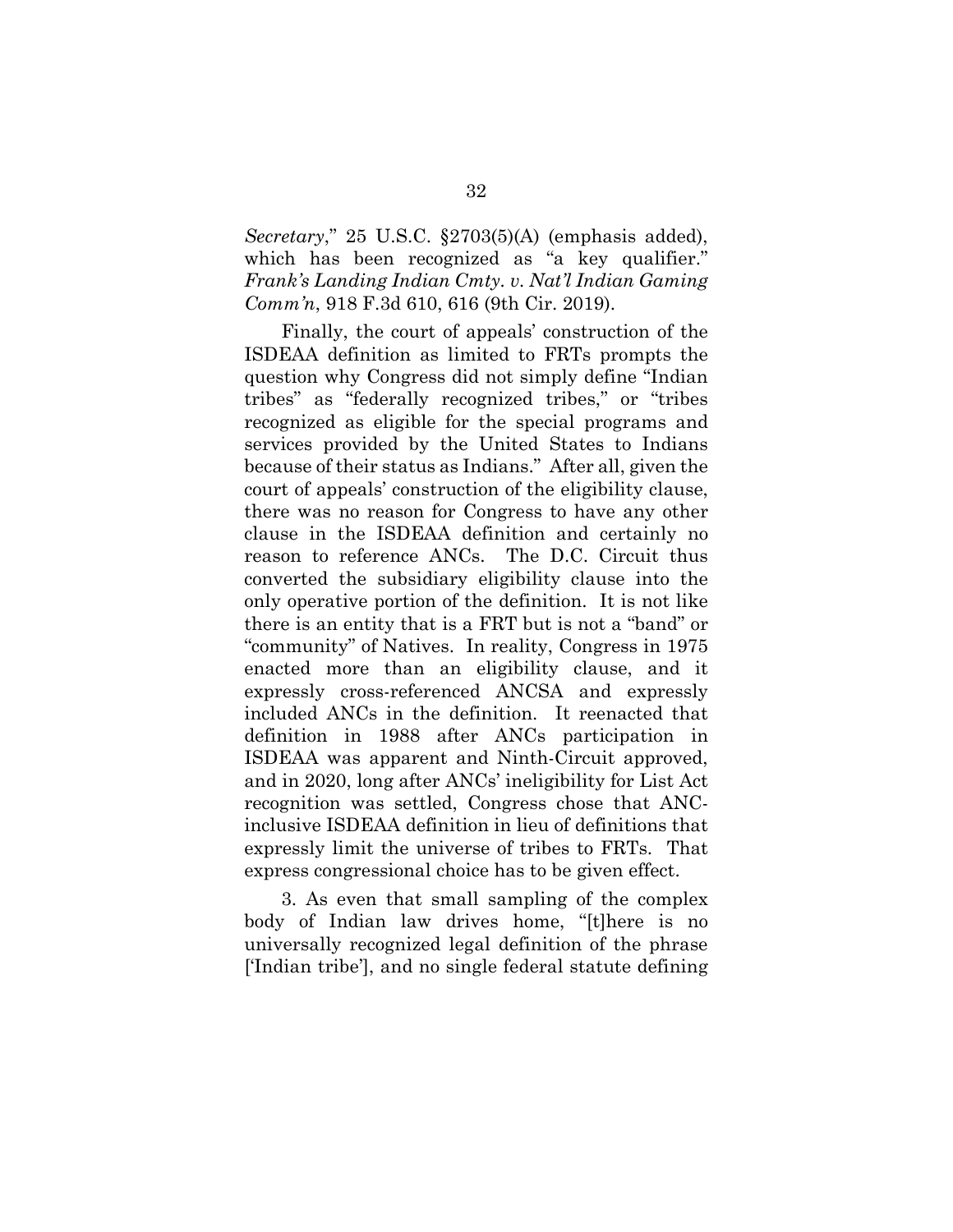*Secretary*," 25 U.S.C. §2703(5)(A) (emphasis added), which has been recognized as "a key qualifier." *Frank's Landing Indian Cmty. v. Nat'l Indian Gaming Comm'n*, 918 F.3d 610, 616 (9th Cir. 2019).

Finally, the court of appeals' construction of the ISDEAA definition as limited to FRTs prompts the question why Congress did not simply define "Indian tribes" as "federally recognized tribes," or "tribes recognized as eligible for the special programs and services provided by the United States to Indians because of their status as Indians." After all, given the court of appeals' construction of the eligibility clause, there was no reason for Congress to have any other clause in the ISDEAA definition and certainly no reason to reference ANCs. The D.C. Circuit thus converted the subsidiary eligibility clause into the only operative portion of the definition. It is not like there is an entity that is a FRT but is not a "band" or "community" of Natives. In reality, Congress in 1975 enacted more than an eligibility clause, and it expressly cross-referenced ANCSA and expressly included ANCs in the definition. It reenacted that definition in 1988 after ANCs participation in ISDEAA was apparent and Ninth-Circuit approved, and in 2020, long after ANCs' ineligibility for List Act recognition was settled, Congress chose that ANC-inclusive ISDEAA definition in lieu of definitions that expressly limit the universe of tribes to FRTs. That express congressional choice has to be given effect.

3. As even that small sampling of the complex body of Indian law drives home, "[t]here is no universally recognized legal definition of the phrase ['Indian tribe'], and no single federal statute defining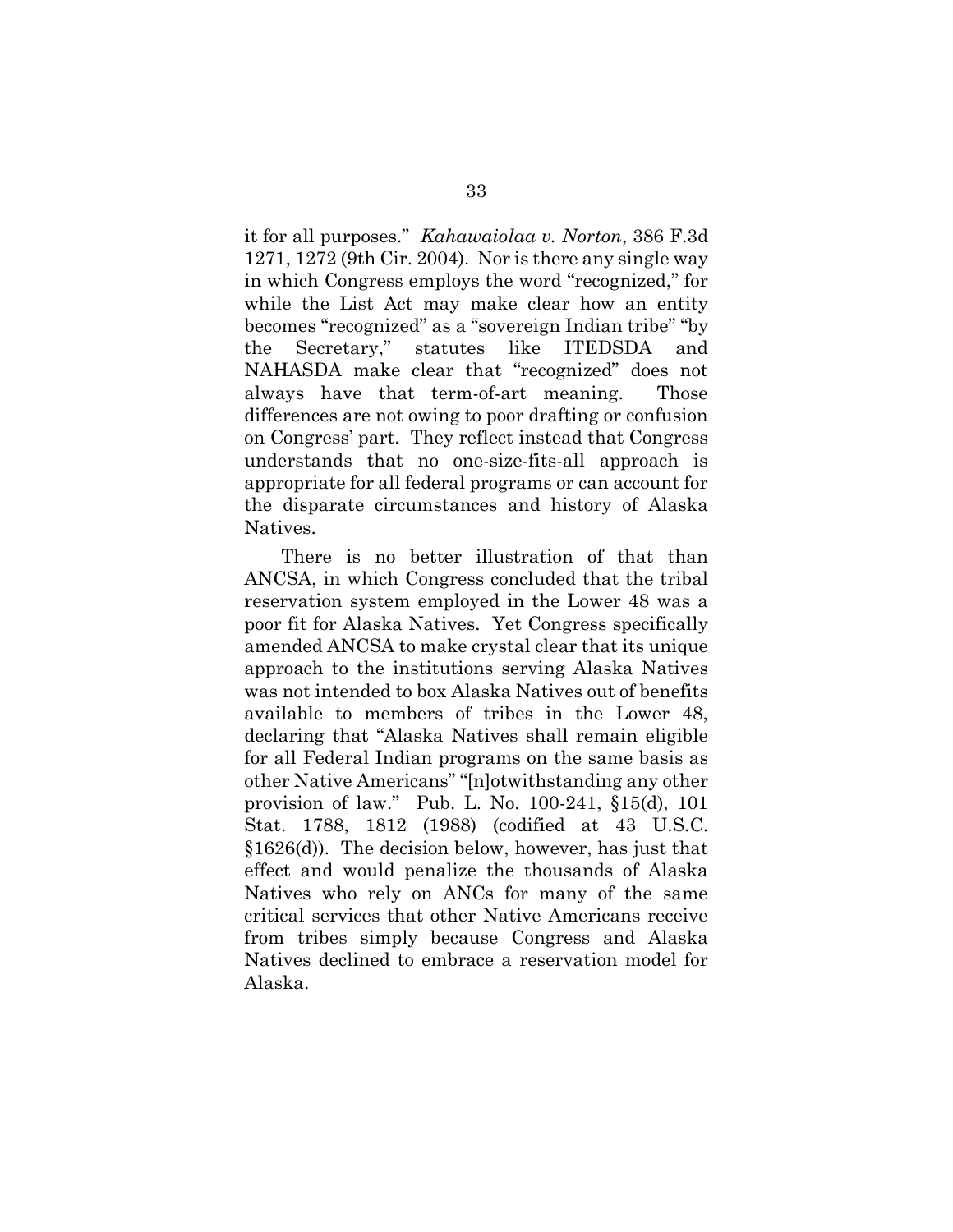it for all purposes." *Kahawaiolaa v. Norton*, 386 F.3d 1271, 1272 (9th Cir. 2004). Nor is there any single way in which Congress employs the word "recognized," for while the List Act may make clear how an entity becomes "recognized" as a "sovereign Indian tribe" "by the Secretary," statutes like ITEDSDA and NAHASDA make clear that "recognized" does not always have that term-of-art meaning. Those differences are not owing to poor drafting or confusion on Congress' part. They reflect instead that Congress understands that no one-size-fits-all approach is appropriate for all federal programs or can account for the disparate circumstances and history of Alaska Natives.

There is no better illustration of that than ANCSA, in which Congress concluded that the tribal reservation system employed in the Lower 48 was a poor fit for Alaska Natives. Yet Congress specifically amended ANCSA to make crystal clear that its unique approach to the institutions serving Alaska Natives was not intended to box Alaska Natives out of benefits available to members of tribes in the Lower 48, declaring that "Alaska Natives shall remain eligible for all Federal Indian programs on the same basis as other Native Americans" "[n]otwithstanding any other provision of law." Pub. L. No. 100-241, §15(d), 101 Stat. 1788, 1812 (1988) (codified at 43 U.S.C. §1626(d)). The decision below, however, has just that effect and would penalize the thousands of Alaska Natives who rely on ANCs for many of the same critical services that other Native Americans receive from tribes simply because Congress and Alaska Natives declined to embrace a reservation model for Alaska.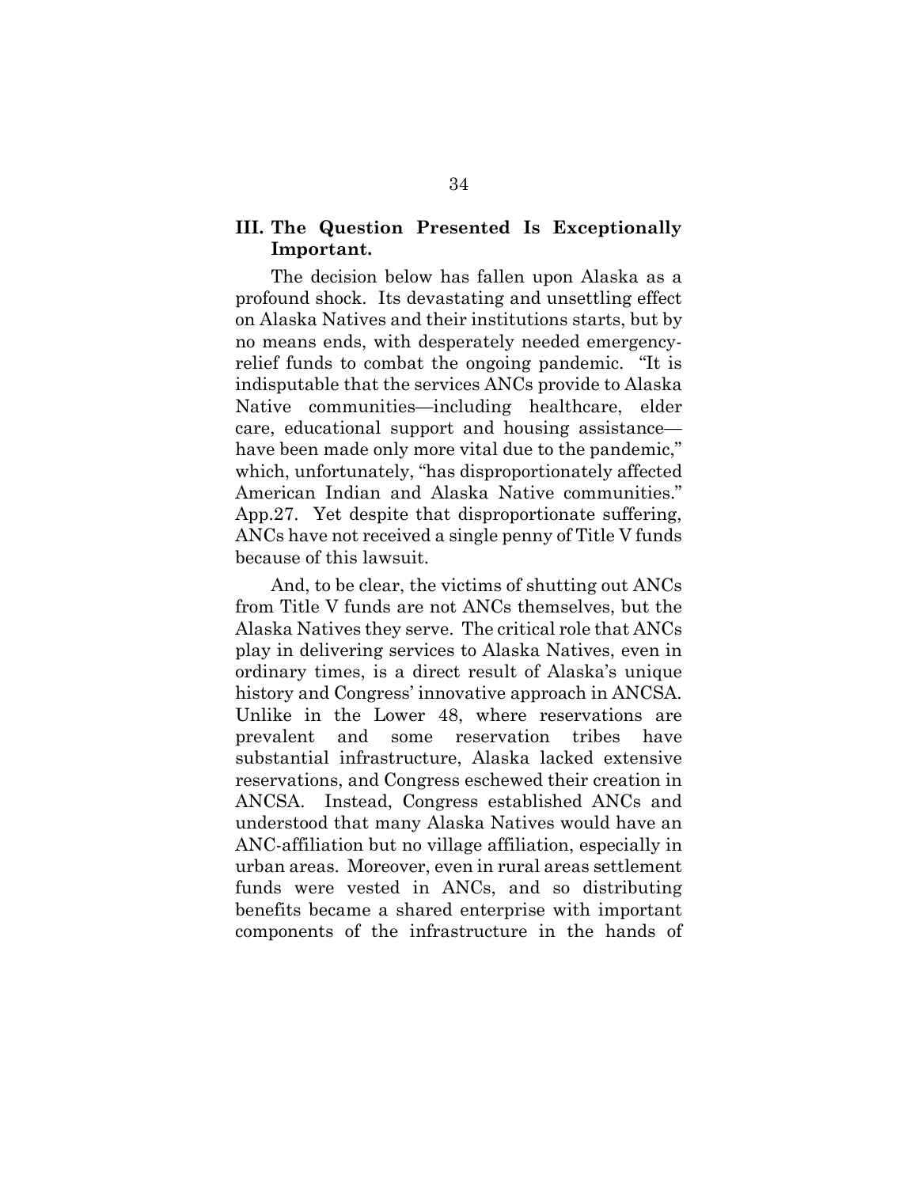### III. The Question Presented Is Exceptionally Important.

The decision below has fallen upon Alaska as a profound shock. Its devastating and unsettling effect on Alaska Natives and their institutions starts, but by no means ends, with desperately needed emergency-relief funds to combat the ongoing pandemic. "It is indisputable that the services ANCs provide to Alaska Native communities—including healthcare, elder care, educational support and housing assistance—have been made only more vital due to the pandemic," which, unfortunately, "has disproportionately affected American Indian and Alaska Native communities." App.27. Yet despite that disproportionate suffering, ANCs have not received a single penny of Title V funds because of this lawsuit.

And, to be clear, the victims of shutting out ANCs from Title V funds are not ANCs themselves, but the Alaska Natives they serve. The critical role that ANCs play in delivering services to Alaska Natives, even in ordinary times, is a direct result of Alaska's unique history and Congress' innovative approach in ANCSA. Unlike in the Lower 48, where reservations are prevalent and some reservation tribes have substantial infrastructure, Alaska lacked extensive reservations, and Congress eschewed their creation in ANCSA. Instead, Congress established ANCs and understood that many Alaska Natives would have an ANC-affiliation but no village affiliation, especially in urban areas. Moreover, even in rural areas settlement funds were vested in ANCs, and so distributing benefits became a shared enterprise with important components of the infrastructure in the hands of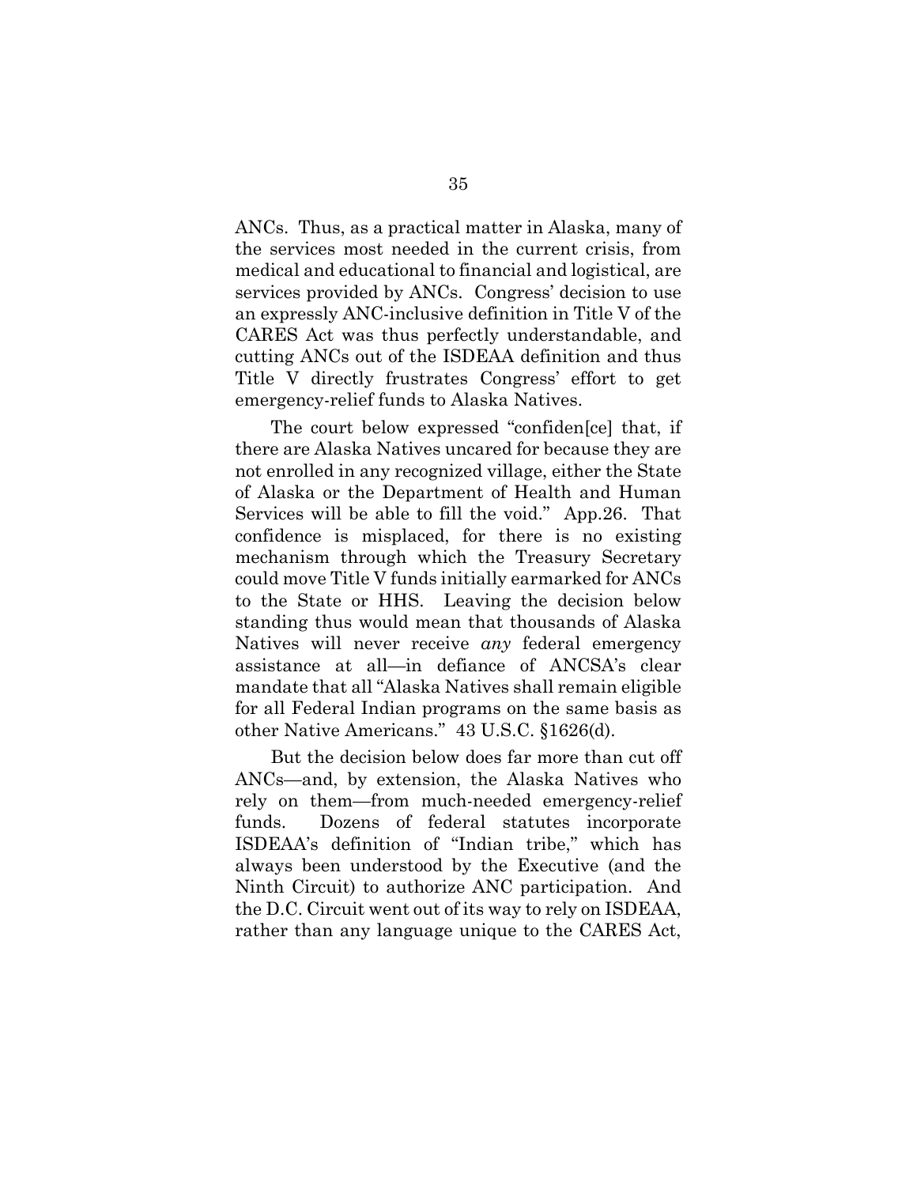ANCs. Thus, as a practical matter in Alaska, many of the services most needed in the current crisis, from medical and educational to financial and logistical, are services provided by ANCs. Congress' decision to use an expressly ANC-inclusive definition in Title V of the CARES Act was thus perfectly understandable, and cutting ANCs out of the ISDEAA definition and thus Title V directly frustrates Congress' effort to get emergency-relief funds to Alaska Natives.

The court below expressed "confiden[ce] that, if there are Alaska Natives uncared for because they are not enrolled in any recognized village, either the State of Alaska or the Department of Health and Human Services will be able to fill the void." App.26. That confidence is misplaced, for there is no existing mechanism through which the Treasury Secretary could move Title V funds initially earmarked for ANCs to the State or HHS. Leaving the decision below standing thus would mean that thousands of Alaska Natives will never receive *any* federal emergency assistance at all—in defiance of ANCSA's clear mandate that all "Alaska Natives shall remain eligible for all Federal Indian programs on the same basis as other Native Americans." 43 U.S.C. §1626(d).

But the decision below does far more than cut off ANCs—and, by extension, the Alaska Natives who rely on them—from much-needed emergency-relief funds. Dozens of federal statutes incorporate ISDEAA's definition of "Indian tribe," which has always been understood by the Executive (and the Ninth Circuit) to authorize ANC participation. And the D.C. Circuit went out of its way to rely on ISDEAA, rather than any language unique to the CARES Act,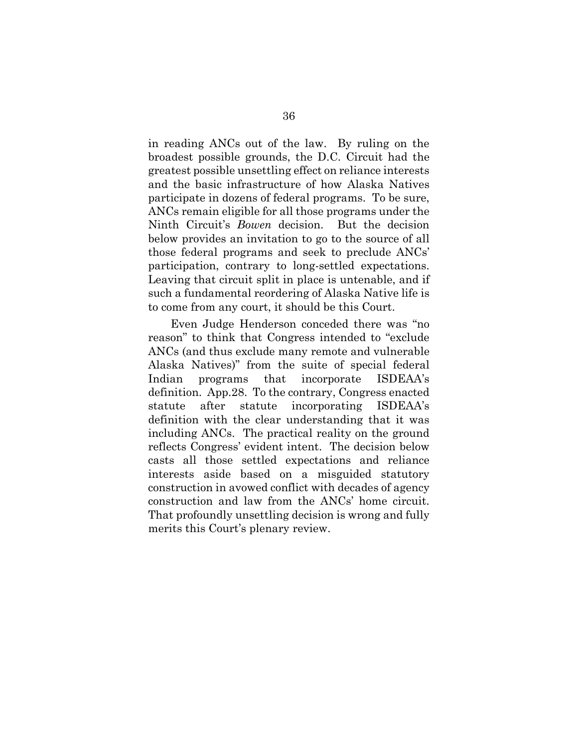in reading ANCs out of the law. By ruling on the broadest possible grounds, the D.C. Circuit had the greatest possible unsettling effect on reliance interests and the basic infrastructure of how Alaska Natives participate in dozens of federal programs. To be sure, ANCs remain eligible for all those programs under the Ninth Circuit's *Bowen* decision. But the decision below provides an invitation to go to the source of all those federal programs and seek to preclude ANCs' participation, contrary to long-settled expectations. Leaving that circuit split in place is untenable, and if such a fundamental reordering of Alaska Native life is to come from any court, it should be this Court.

Even Judge Henderson conceded there was "no reason" to think that Congress intended to "exclude ANCs (and thus exclude many remote and vulnerable Alaska Natives)" from the suite of special federal Indian programs that incorporate ISDEAA's definition. App.28. To the contrary, Congress enacted statute after statute incorporating ISDEAA's definition with the clear understanding that it was including ANCs. The practical reality on the ground reflects Congress' evident intent. The decision below casts all those settled expectations and reliance interests aside based on a misguided statutory construction in avowed conflict with decades of agency construction and law from the ANCs' home circuit. That profoundly unsettling decision is wrong and fully merits this Court's plenary review.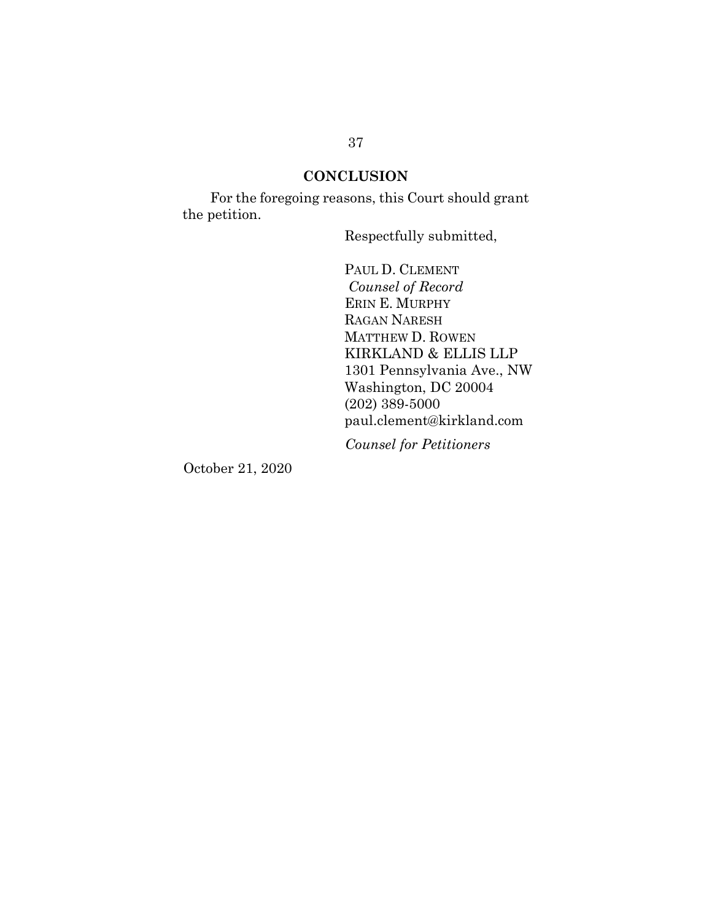## CONCLUSION

For the foregoing reasons, this Court should grant the petition.

Respectfully submitted,

PAUL D. CLEMENT
*Counsel of Record*
ERIN E. MURPHY
RAGAN NARESH
MATTHEW D. ROWEN
KIRKLAND & ELLIS LLP
1301 Pennsylvania Ave., NW
Washington, DC 20004
(202) 389-5000
paul.clement@kirkland.com

*Counsel for Petitioners*

October 21, 2020